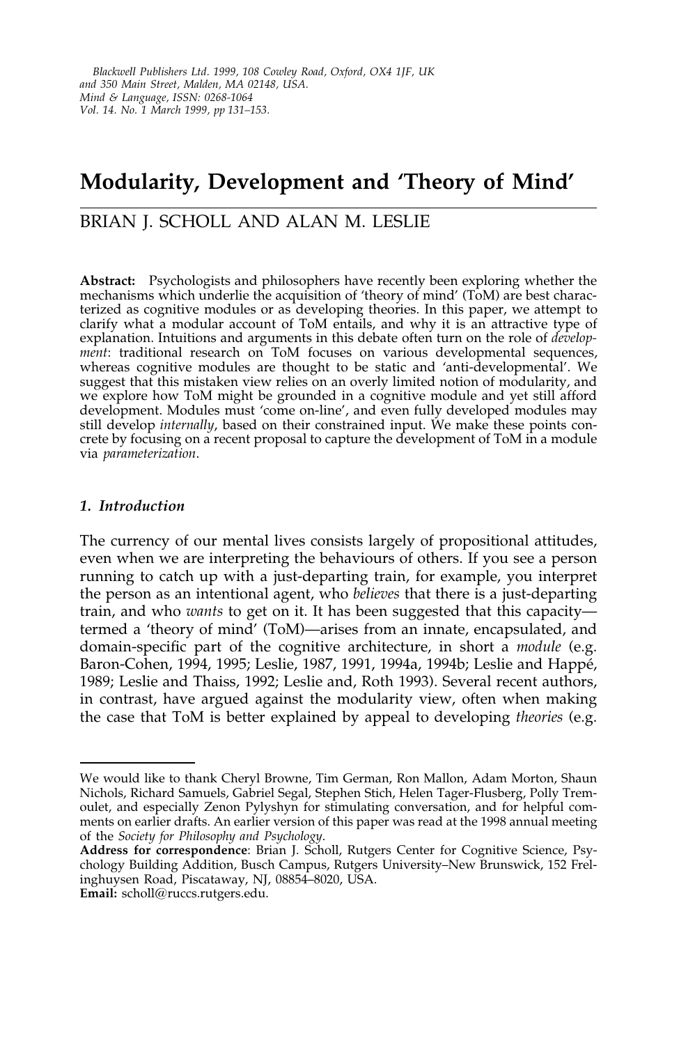# Modularity, Development and 'Theory of Mind'

BRIAN J. SCHOLL AND ALAN M. LESLIE

**Abstract:** Psychologists and philosophers have recently been exploring whether the mechanisms which underlie the acquisition of 'theory of mind' (ToM) are best characterized as cognitive modules or as developing theories. In this paper, we attempt to clarify what a modular account of ToM entails, and why it is an attractive type of explanation. Intuitions and arguments in this debate often turn on the role of *development*: traditional research on ToM focuses on various developmental sequences, whereas cognitive modules are thought to be static and 'anti-developmental'. We suggest that this mistaken view relies on an overly limited notion of modularity, and we explore how ToM might be grounded in a cognitive module and yet still afford development. Modules must 'come on-line', and even fully developed modules may still develop *internally*, based on their constrained input. We make these points concrete by focusing on a recent proposal to capture the development of ToM in a module via *parameterization*.

### 1. Introduction

The currency of our mental lives consists largely of propositional attitudes, even when we are interpreting the behaviours of others. If you see a person running to catch up with a just-departing train, for example, you interpret the person as an intentional agent, who *believes* that there is a just-departing train, and who *wants* to get on it. It has been suggested that this capacity—termed a 'theory of mind' (ToM)—arises from an innate, encapsulated, and domain-specific part of the cognitive architecture, in short a *module* (e.g. Baron-Cohen, 1994, 1995; Leslie, 1987, 1991, 1994a, 1994b; Leslie and Happé, 1989; Leslie and Thaiss, 1992; Leslie and, Roth 1993). Several recent authors, in contrast, have argued against the modularity view, often when making the case that ToM is better explained by appeal to developing *theories* (e.g.

---

We would like to thank Cheryl Browne, Tim German, Ron Mallon, Adam Morton, Shaun Nichols, Richard Samuels, Gabriel Segal, Stephen Stich, Helen Tager-Flusberg, Polly Tremoulet, and especially Zenon Pylyshyn for stimulating conversation, and for helpful comments on earlier drafts. An earlier version of this paper was read at the 1998 annual meeting of the *Society for Philosophy and Psychology*.

**Address for correspondence**: Brian J. Scholl, Rutgers Center for Cognitive Science, Psychology Building Addition, Busch Campus, Rutgers University–New Brunswick, 152 Frelinghuysen Road, Piscataway, NJ, 08854–8020, USA.

**Email:** scholl@ruccs.rutgers.edu.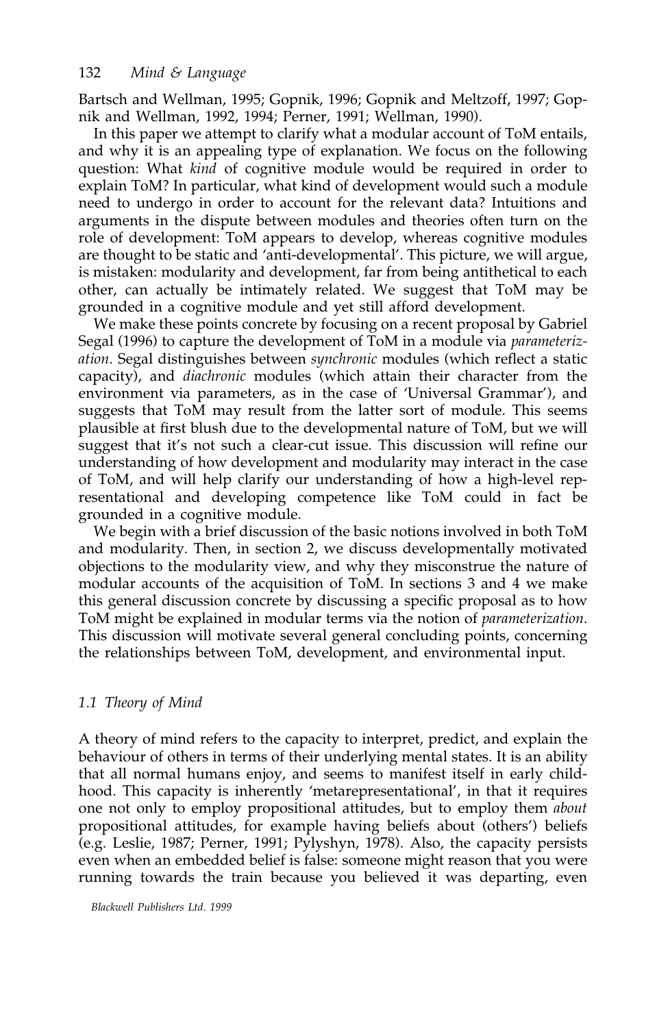Bartsch and Wellman, 1995; Gopnik, 1996; Gopnik and Meltzoff, 1997; Gopnik and Wellman, 1992, 1994; Perner, 1991; Wellman, 1990).

In this paper we attempt to clarify what a modular account of ToM entails, and why it is an appealing type of explanation. We focus on the following question: What *kind* of cognitive module would be required in order to explain ToM? In particular, what kind of development would such a module need to undergo in order to account for the relevant data? Intuitions and arguments in the dispute between modules and theories often turn on the role of development: ToM appears to develop, whereas cognitive modules are thought to be static and 'anti-developmental'. This picture, we will argue, is mistaken: modularity and development, far from being antithetical to each other, can actually be intimately related. We suggest that ToM may be grounded in a cognitive module and yet still afford development.

We make these points concrete by focusing on a recent proposal by Gabriel Segal (1996) to capture the development of ToM in a module via *parameterization*. Segal distinguishes between *synchronic* modules (which reflect a static capacity), and *diachronic* modules (which attain their character from the environment via parameters, as in the case of 'Universal Grammar'), and suggests that ToM may result from the latter sort of module. This seems plausible at first blush due to the developmental nature of ToM, but we will suggest that it's not such a clear-cut issue. This discussion will refine our understanding of how development and modularity may interact in the case of ToM, and will help clarify our understanding of how a high-level representational and developing competence like ToM could in fact be grounded in a cognitive module.

We begin with a brief discussion of the basic notions involved in both ToM and modularity. Then, in section 2, we discuss developmentally motivated objections to the modularity view, and why they misconstrue the nature of modular accounts of the acquisition of ToM. In sections 3 and 4 we make this general discussion concrete by discussing a specific proposal as to how ToM might be explained in modular terms via the notion of *parameterization*. This discussion will motivate several general concluding points, concerning the relationships between ToM, development, and environmental input.

### *1.1 Theory of Mind*

A theory of mind refers to the capacity to interpret, predict, and explain the behaviour of others in terms of their underlying mental states. It is an ability that all normal humans enjoy, and seems to manifest itself in early childhood. This capacity is inherently 'metarepresentational', in that it requires one not only to employ propositional attitudes, but to employ them *about* propositional attitudes, for example having beliefs about (others') beliefs (e.g. Leslie, 1987; Perner, 1991; Pylyshyn, 1978). Also, the capacity persists even when an embedded belief is false: someone might reason that you were running towards the train because you believed it was departing, even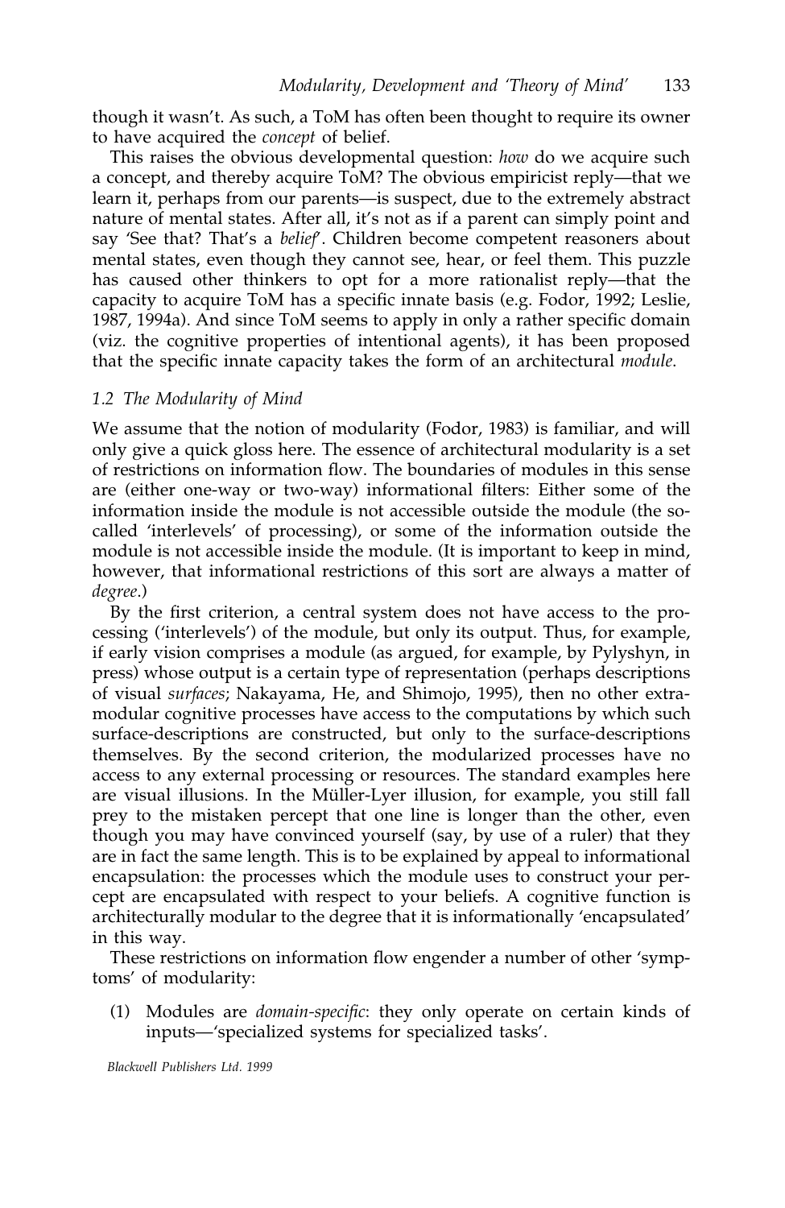though it wasn't. As such, a ToM has often been thought to require its owner to have acquired the *concept* of belief.

This raises the obvious developmental question: *how* do we acquire such a concept, and thereby acquire ToM? The obvious empiricist reply—that we learn it, perhaps from our parents—is suspect, due to the extremely abstract nature of mental states. After all, it's not as if a parent can simply point and say 'See that? That's a *belief*'. Children become competent reasoners about mental states, even though they cannot see, hear, or feel them. This puzzle has caused other thinkers to opt for a more rationalist reply—that the capacity to acquire ToM has a specific innate basis (e.g. Fodor, 1992; Leslie, 1987, 1994a). And since ToM seems to apply in only a rather specific domain (viz. the cognitive properties of intentional agents), it has been proposed that the specific innate capacity takes the form of an architectural *module*.

### *1.2 The Modularity of Mind*

We assume that the notion of modularity (Fodor, 1983) is familiar, and will only give a quick gloss here. The essence of architectural modularity is a set of restrictions on information flow. The boundaries of modules in this sense are (either one-way or two-way) informational filters: Either some of the information inside the module is not accessible outside the module (the so-called 'interlevels' of processing), or some of the information outside the module is not accessible inside the module. (It is important to keep in mind, however, that informational restrictions of this sort are always a matter of *degree*.)

By the first criterion, a central system does not have access to the processing ('interlevels') of the module, but only its output. Thus, for example, if early vision comprises a module (as argued, for example, by Pylyshyn, in press) whose output is a certain type of representation (perhaps descriptions of visual *surfaces*; Nakayama, He, and Shimojo, 1995), then no other extra-modular cognitive processes have access to the computations by which such surface-descriptions are constructed, but only to the surface-descriptions themselves. By the second criterion, the modularized processes have no access to any external processing or resources. The standard examples here are visual illusions. In the Müller-Lyer illusion, for example, you still fall prey to the mistaken percept that one line is longer than the other, even though you may have convinced yourself (say, by use of a ruler) that they are in fact the same length. This is to be explained by appeal to informational encapsulation: the processes which the module uses to construct your percept are encapsulated with respect to your beliefs. A cognitive function is architecturally modular to the degree that it is informationally 'encapsulated' in this way.

These restrictions on information flow engender a number of other 'symptoms' of modularity:

(1) Modules are *domain-specific*: they only operate on certain kinds of inputs—'specialized systems for specialized tasks'.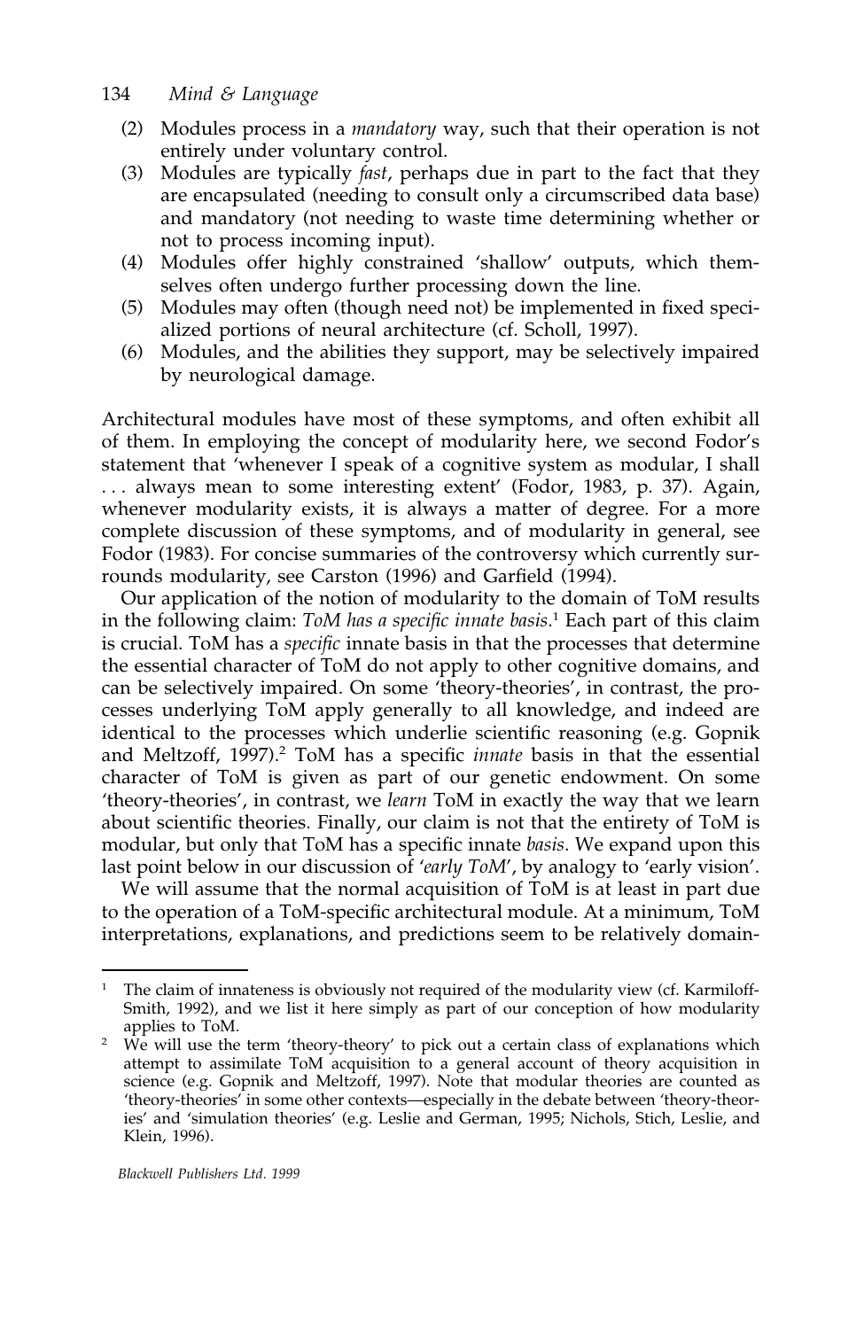(2) Modules process in a *mandatory* way, such that their operation is not entirely under voluntary control.
(3) Modules are typically *fast*, perhaps due in part to the fact that they are encapsulated (needing to consult only a circumscribed data base) and mandatory (not needing to waste time determining whether or not to process incoming input).
(4) Modules offer highly constrained 'shallow' outputs, which themselves often undergo further processing down the line.
(5) Modules may often (though need not) be implemented in fixed specialized portions of neural architecture (cf. Scholl, 1997).
(6) Modules, and the abilities they support, may be selectively impaired by neurological damage.

Architectural modules have most of these symptoms, and often exhibit all of them. In employing the concept of modularity here, we second Fodor's statement that 'whenever I speak of a cognitive system as modular, I shall . . . always mean to some interesting extent' (Fodor, 1983, p. 37). Again, whenever modularity exists, it is always a matter of degree. For a more complete discussion of these symptoms, and of modularity in general, see Fodor (1983). For concise summaries of the controversy which currently surrounds modularity, see Carston (1996) and Garfield (1994).

Our application of the notion of modularity to the domain of ToM results in the following claim: *ToM has a specific innate basis*.[1] Each part of this claim is crucial. ToM has a *specific* innate basis in that the processes that determine the essential character of ToM do not apply to other cognitive domains, and can be selectively impaired. On some 'theory-theories', in contrast, the processes underlying ToM apply generally to all knowledge, and indeed are identical to the processes which underlie scientific reasoning (e.g. Gopnik and Meltzoff, 1997).[2] ToM has a specific *innate* basis in that the essential character of ToM is given as part of our genetic endowment. On some 'theory-theories', in contrast, we *learn* ToM in exactly the way that we learn about scientific theories. Finally, our claim is not that the entirety of ToM is modular, but only that ToM has a specific innate *basis*. We expand upon this last point below in our discussion of '*early ToM*', by analogy to 'early vision'.

We will assume that the normal acquisition of ToM is at least in part due to the operation of a ToM-specific architectural module. At a minimum, ToM interpretations, explanations, and predictions seem to be relatively domain-

---

[1] The claim of innateness is obviously not required of the modularity view (cf. Karmiloff-Smith, 1992), and we list it here simply as part of our conception of how modularity applies to ToM.

[2] We will use the term 'theory-theory' to pick out a certain class of explanations which attempt to assimilate ToM acquisition to a general account of theory acquisition in science (e.g. Gopnik and Meltzoff, 1997). Note that modular theories are counted as 'theory-theories' in some other contexts—especially in the debate between 'theory-theories' and 'simulation theories' (e.g. Leslie and German, 1995; Nichols, Stich, Leslie, and Klein, 1996).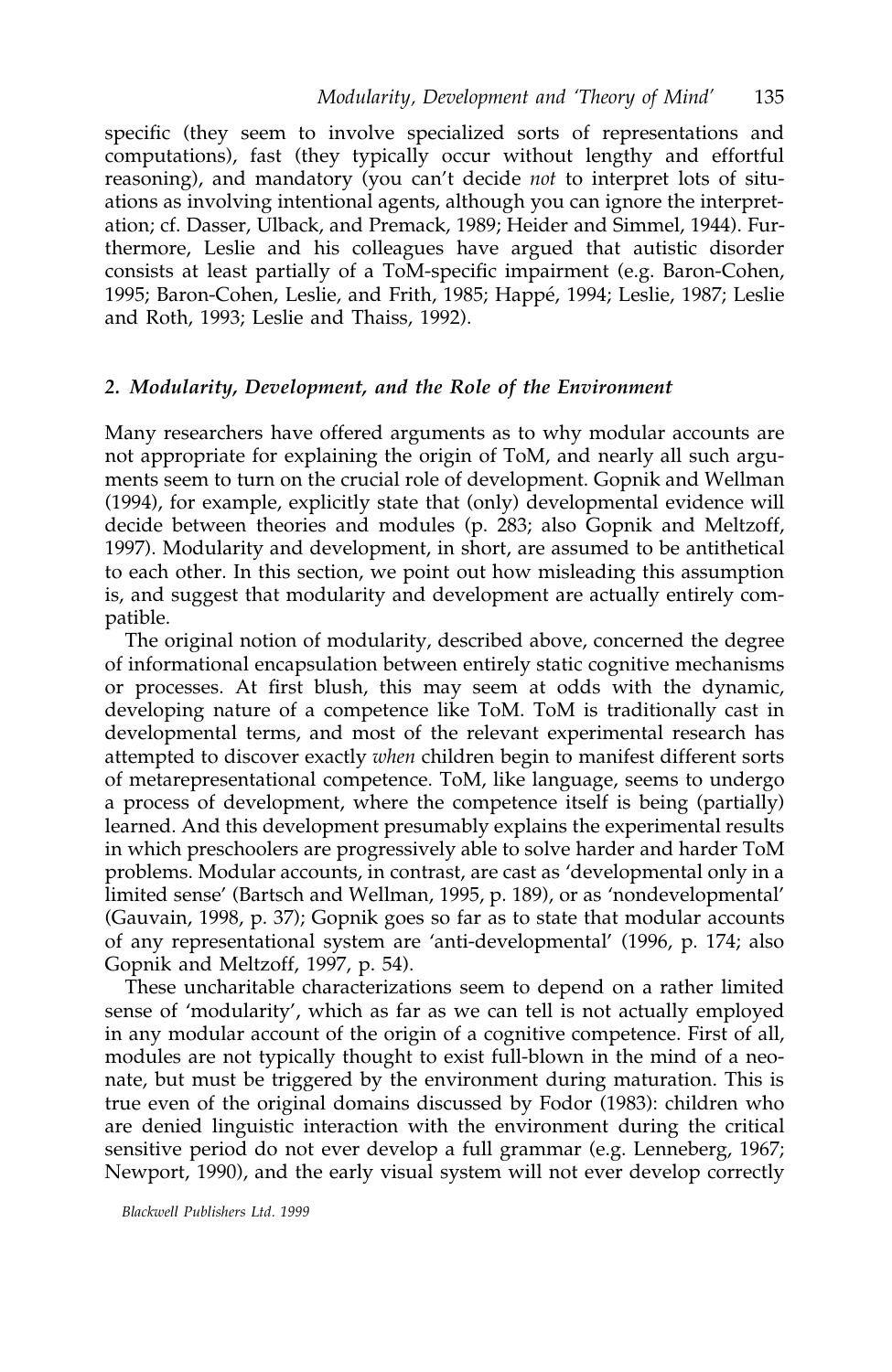specific (they seem to involve specialized sorts of representations and computations), fast (they typically occur without lengthy and effortful reasoning), and mandatory (you can't decide *not* to interpret lots of situations as involving intentional agents, although you can ignore the interpretation; cf. Dasser, Ulback, and Premack, 1989; Heider and Simmel, 1944). Furthermore, Leslie and his colleagues have argued that autistic disorder consists at least partially of a ToM-specific impairment (e.g. Baron-Cohen, 1995; Baron-Cohen, Leslie, and Frith, 1985; Happé, 1994; Leslie, 1987; Leslie and Roth, 1993; Leslie and Thaiss, 1992).

## 2. Modularity, Development, and the Role of the Environment

Many researchers have offered arguments as to why modular accounts are not appropriate for explaining the origin of ToM, and nearly all such arguments seem to turn on the crucial role of development. Gopnik and Wellman (1994), for example, explicitly state that (only) developmental evidence will decide between theories and modules (p. 283; also Gopnik and Meltzoff, 1997). Modularity and development, in short, are assumed to be antithetical to each other. In this section, we point out how misleading this assumption is, and suggest that modularity and development are actually entirely compatible.

The original notion of modularity, described above, concerned the degree of informational encapsulation between entirely static cognitive mechanisms or processes. At first blush, this may seem at odds with the dynamic, developing nature of a competence like ToM. ToM is traditionally cast in developmental terms, and most of the relevant experimental research has attempted to discover exactly *when* children begin to manifest different sorts of metarepresentational competence. ToM, like language, seems to undergo a process of development, where the competence itself is being (partially) learned. And this development presumably explains the experimental results in which preschoolers are progressively able to solve harder and harder ToM problems. Modular accounts, in contrast, are cast as 'developmental only in a limited sense' (Bartsch and Wellman, 1995, p. 189), or as 'nondevelopmental' (Gauvain, 1998, p. 37); Gopnik goes so far as to state that modular accounts of any representational system are 'anti-developmental' (1996, p. 174; also Gopnik and Meltzoff, 1997, p. 54).

These uncharitable characterizations seem to depend on a rather limited sense of 'modularity', which as far as we can tell is not actually employed in any modular account of the origin of a cognitive competence. First of all, modules are not typically thought to exist full-blown in the mind of a neonate, but must be triggered by the environment during maturation. This is true even of the original domains discussed by Fodor (1983): children who are denied linguistic interaction with the environment during the critical sensitive period do not ever develop a full grammar (e.g. Lenneberg, 1967; Newport, 1990), and the early visual system will not ever develop correctly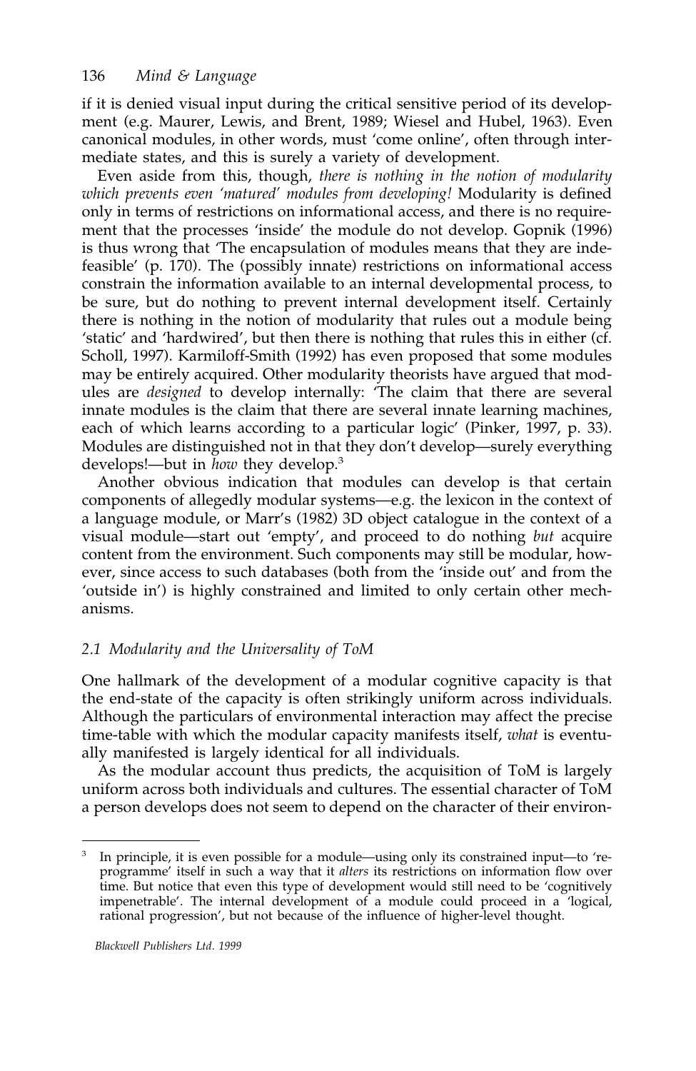if it is denied visual input during the critical sensitive period of its development (e.g. Maurer, Lewis, and Brent, 1989; Wiesel and Hubel, 1963). Even canonical modules, in other words, must 'come online', often through intermediate states, and this is surely a variety of development.

Even aside from this, though, *there is nothing in the notion of modularity which prevents even 'matured' modules from developing!* Modularity is defined only in terms of restrictions on informational access, and there is no requirement that the processes 'inside' the module do not develop. Gopnik (1996) is thus wrong that 'The encapsulation of modules means that they are indefeasible' (p. 170). The (possibly innate) restrictions on informational access constrain the information available to an internal developmental process, to be sure, but do nothing to prevent internal development itself. Certainly there is nothing in the notion of modularity that rules out a module being 'static' and 'hardwired', but then there is nothing that rules this in either (cf. Scholl, 1997). Karmiloff-Smith (1992) has even proposed that some modules may be entirely acquired. Other modularity theorists have argued that modules are *designed* to develop internally: 'The claim that there are several innate modules is the claim that there are several innate learning machines, each of which learns according to a particular logic' (Pinker, 1997, p. 33). Modules are distinguished not in that they don't develop—surely everything develops!—but in *how* they develop.[3]

Another obvious indication that modules can develop is that certain components of allegedly modular systems—e.g. the lexicon in the context of a language module, or Marr's (1982) 3D object catalogue in the context of a visual module—start out 'empty', and proceed to do nothing *but* acquire content from the environment. Such components may still be modular, however, since access to such databases (both from the 'inside out' and from the 'outside in') is highly constrained and limited to only certain other mechanisms.

### 2.1 Modularity and the Universality of ToM

One hallmark of the development of a modular cognitive capacity is that the end-state of the capacity is often strikingly uniform across individuals. Although the particulars of environmental interaction may affect the precise time-table with which the modular capacity manifests itself, *what* is eventually manifested is largely identical for all individuals.

As the modular account thus predicts, the acquisition of ToM is largely uniform across both individuals and cultures. The essential character of ToM a person develops does not seem to depend on the character of their environ-

[3] In principle, it is even possible for a module—using only its constrained input—to 'reprogramme' itself in such a way that it *alters* its restrictions on information flow over time. But notice that even this type of development would still need to be 'cognitively impenetrable'. The internal development of a module could proceed in a 'logical, rational progression', but not because of the influence of higher-level thought.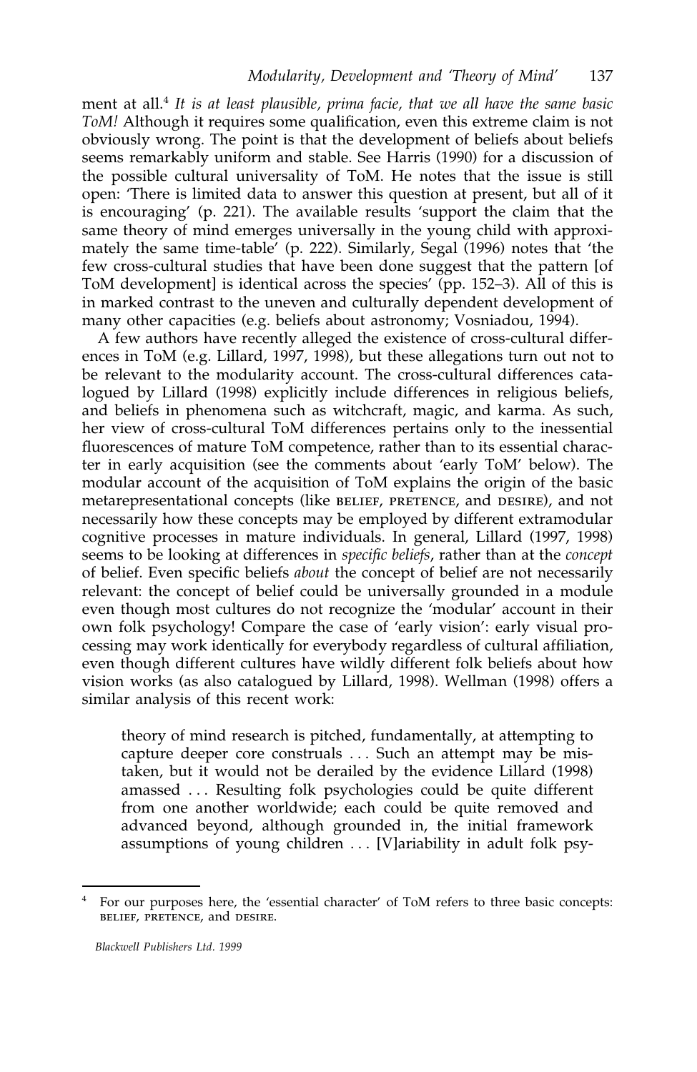ment at all.[4] *It is at least plausible, prima facie, that we all have the same basic ToM!* Although it requires some qualification, even this extreme claim is not obviously wrong. The point is that the development of beliefs about beliefs seems remarkably uniform and stable. See Harris (1990) for a discussion of the possible cultural universality of ToM. He notes that the issue is still open: 'There is limited data to answer this question at present, but all of it is encouraging' (p. 221). The available results 'support the claim that the same theory of mind emerges universally in the young child with approximately the same time-table' (p. 222). Similarly, Segal (1996) notes that 'the few cross-cultural studies that have been done suggest that the pattern [of ToM development] is identical across the species' (pp. 152–3). All of this is in marked contrast to the uneven and culturally dependent development of many other capacities (e.g. beliefs about astronomy; Vosniadou, 1994).

A few authors have recently alleged the existence of cross-cultural differences in ToM (e.g. Lillard, 1997, 1998), but these allegations turn out not to be relevant to the modularity account. The cross-cultural differences catalogued by Lillard (1998) explicitly include differences in religious beliefs, and beliefs in phenomena such as witchcraft, magic, and karma. As such, her view of cross-cultural ToM differences pertains only to the inessential fluorescences of mature ToM competence, rather than to its essential character in early acquisition (see the comments about 'early ToM' below). The modular account of the acquisition of ToM explains the origin of the basic metarepresentational concepts (like BELIEF, PRETENCE, and DESIRE), and not necessarily how these concepts may be employed by different extramodular cognitive processes in mature individuals. In general, Lillard (1997, 1998) seems to be looking at differences in *specific beliefs*, rather than at the *concept* of belief. Even specific beliefs *about* the concept of belief are not necessarily relevant: the concept of belief could be universally grounded in a module even though most cultures do not recognize the 'modular' account in their own folk psychology! Compare the case of 'early vision': early visual processing may work identically for everybody regardless of cultural affiliation, even though different cultures have wildly different folk beliefs about how vision works (as also catalogued by Lillard, 1998). Wellman (1998) offers a similar analysis of this recent work:

> theory of mind research is pitched, fundamentally, at attempting to capture deeper core construals . . . Such an attempt may be mistaken, but it would not be derailed by the evidence Lillard (1998) amassed . . . Resulting folk psychologies could be quite different from one another worldwide; each could be quite removed and advanced beyond, although grounded in, the initial framework assumptions of young children . . . [V]ariability in adult folk psy-

[4] For our purposes here, the 'essential character' of ToM refers to three basic concepts: BELIEF, PRETENCE, and DESIRE.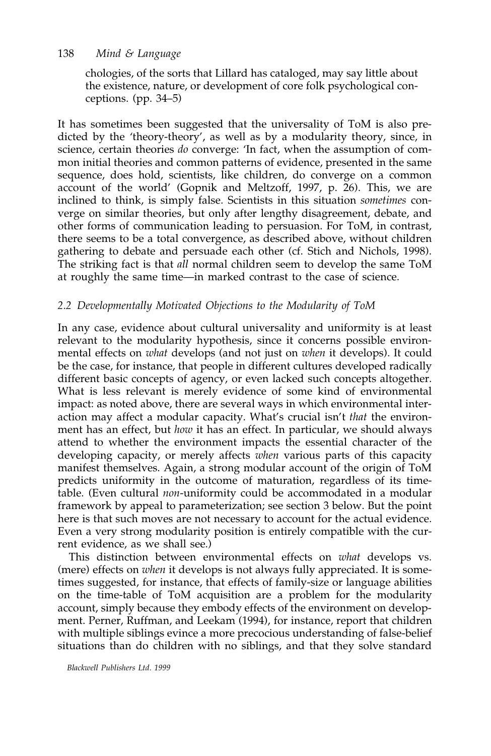chologies, of the sorts that Lillard has cataloged, may say little about the existence, nature, or development of core folk psychological conceptions. (pp. 34–5)

It has sometimes been suggested that the universality of ToM is also predicted by the 'theory-theory', as well as by a modularity theory, since, in science, certain theories *do* converge: 'In fact, when the assumption of common initial theories and common patterns of evidence, presented in the same sequence, does hold, scientists, like children, do converge on a common account of the world' (Gopnik and Meltzoff, 1997, p. 26). This, we are inclined to think, is simply false. Scientists in this situation *sometimes* converge on similar theories, but only after lengthy disagreement, debate, and other forms of communication leading to persuasion. For ToM, in contrast, there seems to be a total convergence, as described above, without children gathering to debate and persuade each other (cf. Stich and Nichols, 1998). The striking fact is that *all* normal children seem to develop the same ToM at roughly the same time—in marked contrast to the case of science.

### *2.2 Developmentally Motivated Objections to the Modularity of ToM*

In any case, evidence about cultural universality and uniformity is at least relevant to the modularity hypothesis, since it concerns possible environmental effects on *what* develops (and not just on *when* it develops). It could be the case, for instance, that people in different cultures developed radically different basic concepts of agency, or even lacked such concepts altogether. What is less relevant is merely evidence of some kind of environmental impact: as noted above, there are several ways in which environmental interaction may affect a modular capacity. What's crucial isn't *that* the environment has an effect, but *how* it has an effect. In particular, we should always attend to whether the environment impacts the essential character of the developing capacity, or merely affects *when* various parts of this capacity manifest themselves. Again, a strong modular account of the origin of ToM predicts uniformity in the outcome of maturation, regardless of its timetable. (Even cultural *non*-uniformity could be accommodated in a modular framework by appeal to parameterization; see section 3 below. But the point here is that such moves are not necessary to account for the actual evidence. Even a very strong modularity position is entirely compatible with the current evidence, as we shall see.)

This distinction between environmental effects on *what* develops vs. (mere) effects on *when* it develops is not always fully appreciated. It is sometimes suggested, for instance, that effects of family-size or language abilities on the time-table of ToM acquisition are a problem for the modularity account, simply because they embody effects of the environment on development. Perner, Ruffman, and Leekam (1994), for instance, report that children with multiple siblings evince a more precocious understanding of false-belief situations than do children with no siblings, and that they solve standard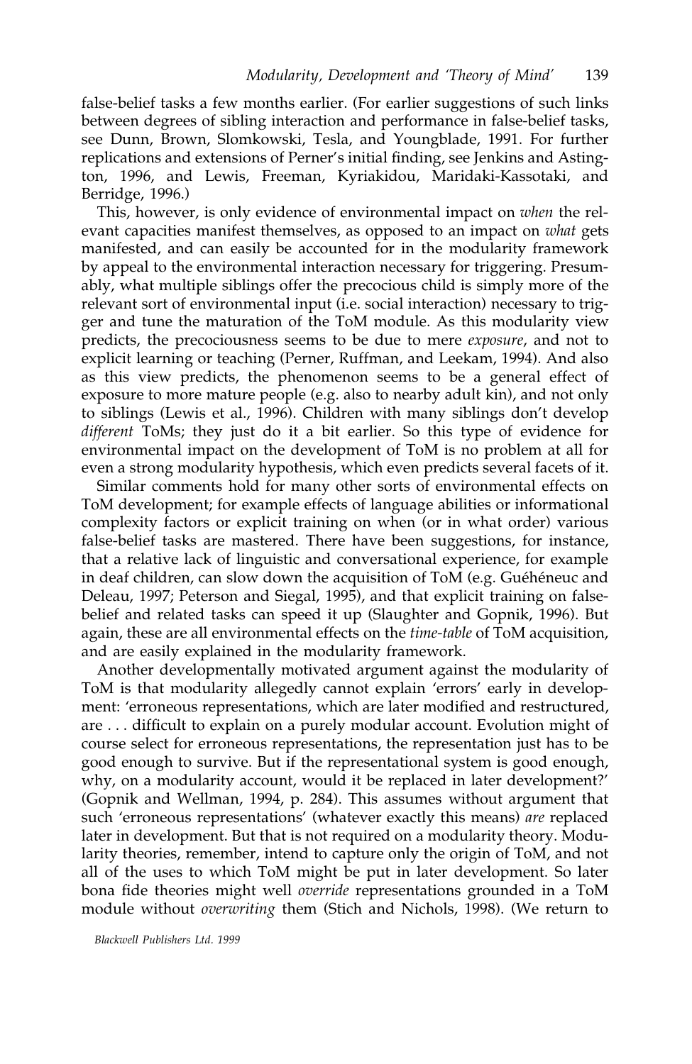false-belief tasks a few months earlier. (For earlier suggestions of such links between degrees of sibling interaction and performance in false-belief tasks, see Dunn, Brown, Slomkowski, Tesla, and Youngblade, 1991. For further replications and extensions of Perner's initial finding, see Jenkins and Astington, 1996, and Lewis, Freeman, Kyriakidou, Maridaki-Kassotaki, and Berridge, 1996.)

This, however, is only evidence of environmental impact on *when* the relevant capacities manifest themselves, as opposed to an impact on *what* gets manifested, and can easily be accounted for in the modularity framework by appeal to the environmental interaction necessary for triggering. Presumably, what multiple siblings offer the precocious child is simply more of the relevant sort of environmental input (i.e. social interaction) necessary to trigger and tune the maturation of the ToM module. As this modularity view predicts, the precociousness seems to be due to mere *exposure*, and not to explicit learning or teaching (Perner, Ruffman, and Leekam, 1994). And also as this view predicts, the phenomenon seems to be a general effect of exposure to more mature people (e.g. also to nearby adult kin), and not only to siblings (Lewis et al., 1996). Children with many siblings don't develop *different* ToMs; they just do it a bit earlier. So this type of evidence for environmental impact on the development of ToM is no problem at all for even a strong modularity hypothesis, which even predicts several facets of it.

Similar comments hold for many other sorts of environmental effects on ToM development; for example effects of language abilities or informational complexity factors or explicit training on when (or in what order) various false-belief tasks are mastered. There have been suggestions, for instance, that a relative lack of linguistic and conversational experience, for example in deaf children, can slow down the acquisition of ToM (e.g. Guéhéneuc and Deleau, 1997; Peterson and Siegal, 1995), and that explicit training on false-belief and related tasks can speed it up (Slaughter and Gopnik, 1996). But again, these are all environmental effects on the *time-table* of ToM acquisition, and are easily explained in the modularity framework.

Another developmentally motivated argument against the modularity of ToM is that modularity allegedly cannot explain 'errors' early in development: 'erroneous representations, which are later modified and restructured, are . . . difficult to explain on a purely modular account. Evolution might of course select for erroneous representations, the representation just has to be good enough to survive. But if the representational system is good enough, why, on a modularity account, would it be replaced in later development?' (Gopnik and Wellman, 1994, p. 284). This assumes without argument that such 'erroneous representations' (whatever exactly this means) *are* replaced later in development. But that is not required on a modularity theory. Modularity theories, remember, intend to capture only the origin of ToM, and not all of the uses to which ToM might be put in later development. So later bona fide theories might well *override* representations grounded in a ToM module without *overwriting* them (Stich and Nichols, 1998). (We return to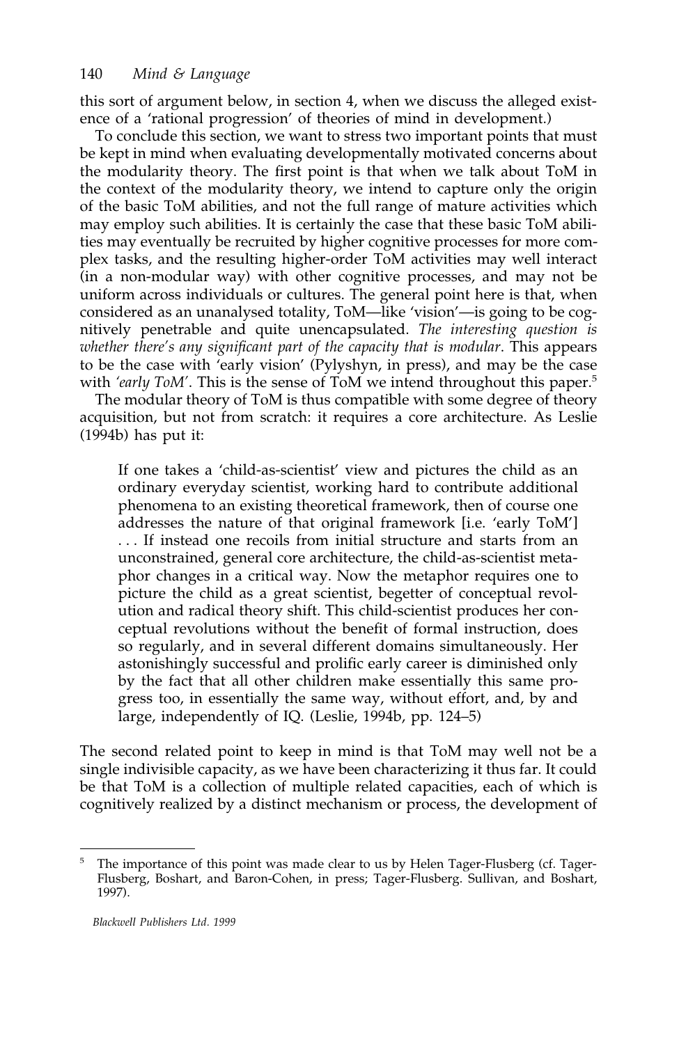this sort of argument below, in section 4, when we discuss the alleged existence of a 'rational progression' of theories of mind in development.)

To conclude this section, we want to stress two important points that must be kept in mind when evaluating developmentally motivated concerns about the modularity theory. The first point is that when we talk about ToM in the context of the modularity theory, we intend to capture only the origin of the basic ToM abilities, and not the full range of mature activities which may employ such abilities. It is certainly the case that these basic ToM abilities may eventually be recruited by higher cognitive processes for more complex tasks, and the resulting higher-order ToM activities may well interact (in a non-modular way) with other cognitive processes, and may not be uniform across individuals or cultures. The general point here is that, when considered as an unanalysed totality, ToM—like 'vision'—is going to be cognitively penetrable and quite unencapsulated. *The interesting question is whether there's any significant part of the capacity that is modular*. This appears to be the case with 'early vision' (Pylyshyn, in press), and may be the case with *'early ToM'*. This is the sense of ToM we intend throughout this paper.[5]

The modular theory of ToM is thus compatible with some degree of theory acquisition, but not from scratch: it requires a core architecture. As Leslie (1994b) has put it:

> If one takes a 'child-as-scientist' view and pictures the child as an ordinary everyday scientist, working hard to contribute additional phenomena to an existing theoretical framework, then of course one addresses the nature of that original framework [i.e. 'early ToM'] . . . If instead one recoils from initial structure and starts from an unconstrained, general core architecture, the child-as-scientist metaphor changes in a critical way. Now the metaphor requires one to picture the child as a great scientist, begetter of conceptual revolution and radical theory shift. This child-scientist produces her conceptual revolutions without the benefit of formal instruction, does so regularly, and in several different domains simultaneously. Her astonishingly successful and prolific early career is diminished only by the fact that all other children make essentially this same progress too, in essentially the same way, without effort, and, by and large, independently of IQ. (Leslie, 1994b, pp. 124–5)

The second related point to keep in mind is that ToM may well not be a single indivisible capacity, as we have been characterizing it thus far. It could be that ToM is a collection of multiple related capacities, each of which is cognitively realized by a distinct mechanism or process, the development of

---

[5] The importance of this point was made clear to us by Helen Tager-Flusberg (cf. Tager-Flusberg, Boshart, and Baron-Cohen, in press; Tager-Flusberg. Sullivan, and Boshart, 1997).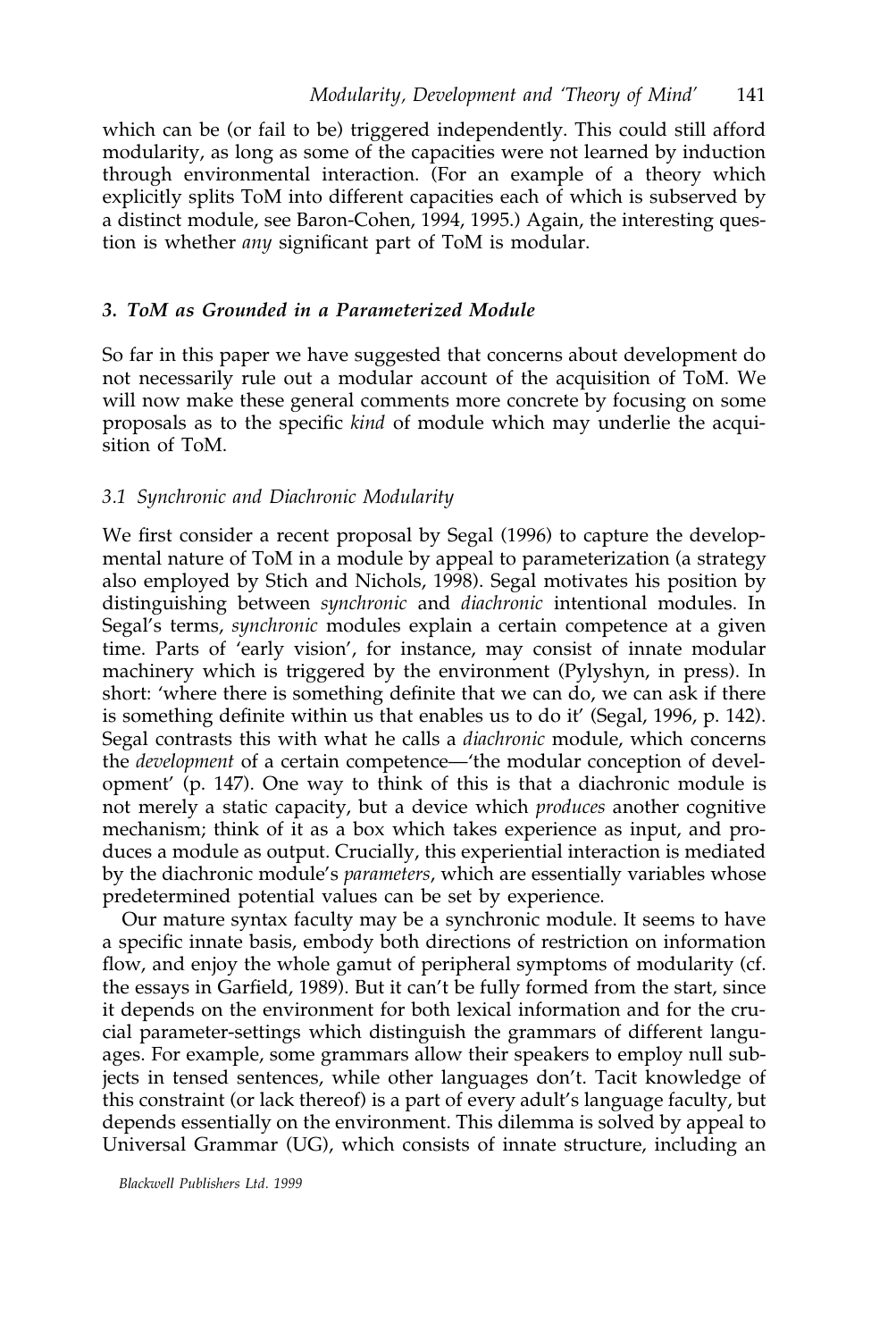which can be (or fail to be) triggered independently. This could still afford modularity, as long as some of the capacities were not learned by induction through environmental interaction. (For an example of a theory which explicitly splits ToM into different capacities each of which is subserved by a distinct module, see Baron-Cohen, 1994, 1995.) Again, the interesting question is whether *any* significant part of ToM is modular.

## 3. ToM as Grounded in a Parameterized Module

So far in this paper we have suggested that concerns about development do not necessarily rule out a modular account of the acquisition of ToM. We will now make these general comments more concrete by focusing on some proposals as to the specific *kind* of module which may underlie the acquisition of ToM.

### 3.1 Synchronic and Diachronic Modularity

We first consider a recent proposal by Segal (1996) to capture the developmental nature of ToM in a module by appeal to parameterization (a strategy also employed by Stich and Nichols, 1998). Segal motivates his position by distinguishing between *synchronic* and *diachronic* intentional modules. In Segal's terms, *synchronic* modules explain a certain competence at a given time. Parts of 'early vision', for instance, may consist of innate modular machinery which is triggered by the environment (Pylyshyn, in press). In short: 'where there is something definite that we can do, we can ask if there is something definite within us that enables us to do it' (Segal, 1996, p. 142). Segal contrasts this with what he calls a *diachronic* module, which concerns the *development* of a certain competence—'the modular conception of development' (p. 147). One way to think of this is that a diachronic module is not merely a static capacity, but a device which *produces* another cognitive mechanism; think of it as a box which takes experience as input, and produces a module as output. Crucially, this experiential interaction is mediated by the diachronic module's *parameters*, which are essentially variables whose predetermined potential values can be set by experience.

Our mature syntax faculty may be a synchronic module. It seems to have a specific innate basis, embody both directions of restriction on information flow, and enjoy the whole gamut of peripheral symptoms of modularity (cf. the essays in Garfield, 1989). But it can't be fully formed from the start, since it depends on the environment for both lexical information and for the crucial parameter-settings which distinguish the grammars of different languages. For example, some grammars allow their speakers to employ null subjects in tensed sentences, while other languages don't. Tacit knowledge of this constraint (or lack thereof) is a part of every adult's language faculty, but depends essentially on the environment. This dilemma is solved by appeal to Universal Grammar (UG), which consists of innate structure, including an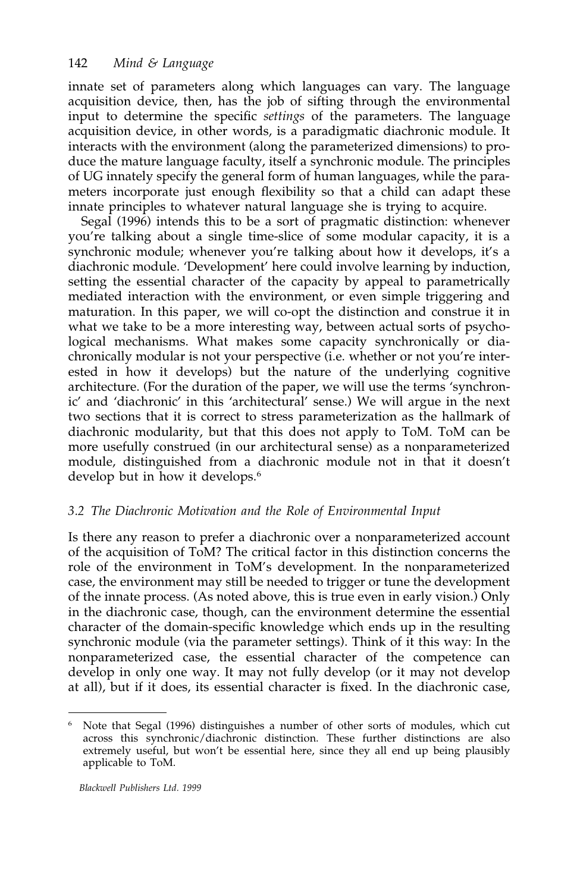innate set of parameters along which languages can vary. The language acquisition device, then, has the job of sifting through the environmental input to determine the specific *settings* of the parameters. The language acquisition device, in other words, is a paradigmatic diachronic module. It interacts with the environment (along the parameterized dimensions) to produce the mature language faculty, itself a synchronic module. The principles of UG innately specify the general form of human languages, while the parameters incorporate just enough flexibility so that a child can adapt these innate principles to whatever natural language she is trying to acquire.

Segal (1996) intends this to be a sort of pragmatic distinction: whenever you're talking about a single time-slice of some modular capacity, it is a synchronic module; whenever you're talking about how it develops, it's a diachronic module. 'Development' here could involve learning by induction, setting the essential character of the capacity by appeal to parametrically mediated interaction with the environment, or even simple triggering and maturation. In this paper, we will co-opt the distinction and construe it in what we take to be a more interesting way, between actual sorts of psychological mechanisms. What makes some capacity synchronically or diachronically modular is not your perspective (i.e. whether or not you're interested in how it develops) but the nature of the underlying cognitive architecture. (For the duration of the paper, we will use the terms 'synchronic' and 'diachronic' in this 'architectural' sense.) We will argue in the next two sections that it is correct to stress parameterization as the hallmark of diachronic modularity, but that this does not apply to ToM. ToM can be more usefully construed (in our architectural sense) as a nonparameterized module, distinguished from a diachronic module not in that it doesn't develop but in how it develops.[6]

### *3.2 The Diachronic Motivation and the Role of Environmental Input*

Is there any reason to prefer a diachronic over a nonparameterized account of the acquisition of ToM? The critical factor in this distinction concerns the role of the environment in ToM's development. In the nonparameterized case, the environment may still be needed to trigger or tune the development of the innate process. (As noted above, this is true even in early vision.) Only in the diachronic case, though, can the environment determine the essential character of the domain-specific knowledge which ends up in the resulting synchronic module (via the parameter settings). Think of it this way: In the nonparameterized case, the essential character of the competence can develop in only one way. It may not fully develop (or it may not develop at all), but if it does, its essential character is fixed. In the diachronic case,

---

[6] Note that Segal (1996) distinguishes a number of other sorts of modules, which cut across this synchronic/diachronic distinction. These further distinctions are also extremely useful, but won't be essential here, since they all end up being plausibly applicable to ToM.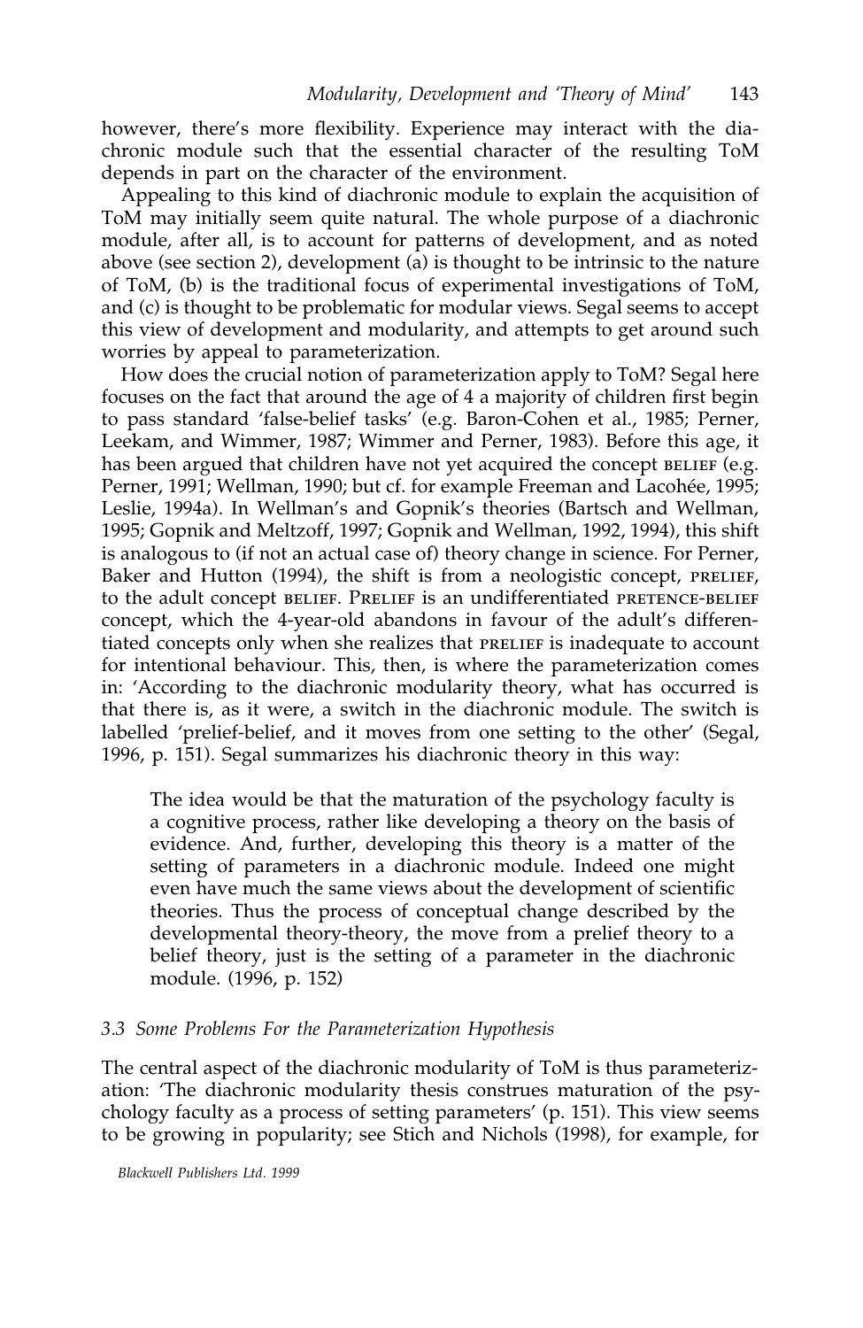however, there's more flexibility. Experience may interact with the diachronic module such that the essential character of the resulting ToM depends in part on the character of the environment.

Appealing to this kind of diachronic module to explain the acquisition of ToM may initially seem quite natural. The whole purpose of a diachronic module, after all, is to account for patterns of development, and as noted above (see section 2), development (a) is thought to be intrinsic to the nature of ToM, (b) is the traditional focus of experimental investigations of ToM, and (c) is thought to be problematic for modular views. Segal seems to accept this view of development and modularity, and attempts to get around such worries by appeal to parameterization.

How does the crucial notion of parameterization apply to ToM? Segal here focuses on the fact that around the age of 4 a majority of children first begin to pass standard 'false-belief tasks' (e.g. Baron-Cohen et al., 1985; Perner, Leekam, and Wimmer, 1987; Wimmer and Perner, 1983). Before this age, it has been argued that children have not yet acquired the concept BELIEF (e.g. Perner, 1991; Wellman, 1990; but cf. for example Freeman and Lacohée, 1995; Leslie, 1994a). In Wellman's and Gopnik's theories (Bartsch and Wellman, 1995; Gopnik and Meltzoff, 1997; Gopnik and Wellman, 1992, 1994), this shift is analogous to (if not an actual case of) theory change in science. For Perner, Baker and Hutton (1994), the shift is from a neologistic concept, PRELIEF, to the adult concept BELIEF. PRELIEF is an undifferentiated PRETENCE-BELIEF concept, which the 4-year-old abandons in favour of the adult's differentiated concepts only when she realizes that PRELIEF is inadequate to account for intentional behaviour. This, then, is where the parameterization comes in: 'According to the diachronic modularity theory, what has occurred is that there is, as it were, a switch in the diachronic module. The switch is labelled 'prelief-belief, and it moves from one setting to the other' (Segal, 1996, p. 151). Segal summarizes his diachronic theory in this way:

> The idea would be that the maturation of the psychology faculty is a cognitive process, rather like developing a theory on the basis of evidence. And, further, developing this theory is a matter of the setting of parameters in a diachronic module. Indeed one might even have much the same views about the development of scientific theories. Thus the process of conceptual change described by the developmental theory-theory, the move from a prelief theory to a belief theory, just is the setting of a parameter in the diachronic module. (1996, p. 152)

### *3.3 Some Problems For the Parameterization Hypothesis*

The central aspect of the diachronic modularity of ToM is thus parameterization: 'The diachronic modularity thesis construes maturation of the psychology faculty as a process of setting parameters' (p. 151). This view seems to be growing in popularity; see Stich and Nichols (1998), for example, for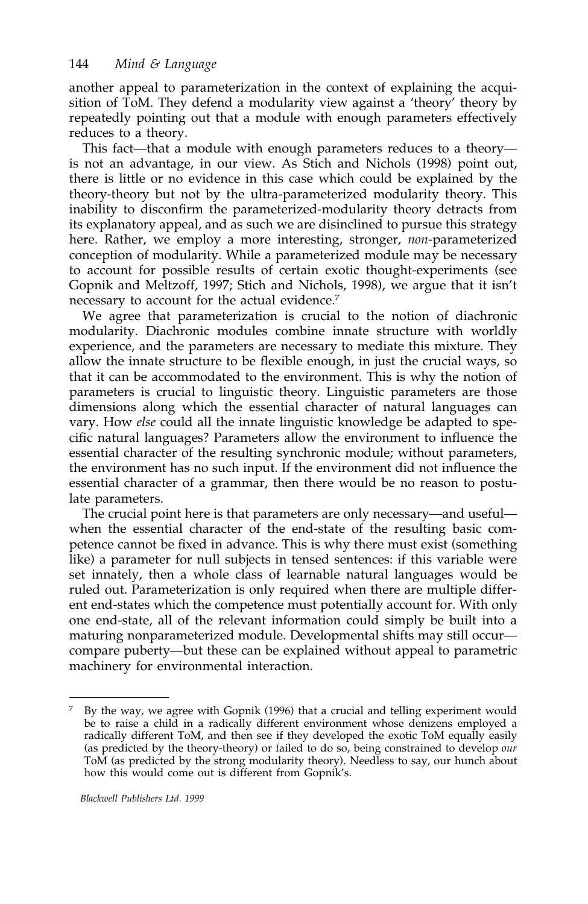another appeal to parameterization in the context of explaining the acquisition of ToM. They defend a modularity view against a 'theory' theory by repeatedly pointing out that a module with enough parameters effectively reduces to a theory.

This fact—that a module with enough parameters reduces to a theory—is not an advantage, in our view. As Stich and Nichols (1998) point out, there is little or no evidence in this case which could be explained by the theory-theory but not by the ultra-parameterized modularity theory. This inability to disconfirm the parameterized-modularity theory detracts from its explanatory appeal, and as such we are disinclined to pursue this strategy here. Rather, we employ a more interesting, stronger, *non*-parameterized conception of modularity. While a parameterized module may be necessary to account for possible results of certain exotic thought-experiments (see Gopnik and Meltzoff, 1997; Stich and Nichols, 1998), we argue that it isn't necessary to account for the actual evidence.[7]

We agree that parameterization is crucial to the notion of diachronic modularity. Diachronic modules combine innate structure with worldly experience, and the parameters are necessary to mediate this mixture. They allow the innate structure to be flexible enough, in just the crucial ways, so that it can be accommodated to the environment. This is why the notion of parameters is crucial to linguistic theory. Linguistic parameters are those dimensions along which the essential character of natural languages can vary. How *else* could all the innate linguistic knowledge be adapted to specific natural languages? Parameters allow the environment to influence the essential character of the resulting synchronic module; without parameters, the environment has no such input. If the environment did not influence the essential character of a grammar, then there would be no reason to postulate parameters.

The crucial point here is that parameters are only necessary—and useful—when the essential character of the end-state of the resulting basic competence cannot be fixed in advance. This is why there must exist (something like) a parameter for null subjects in tensed sentences: if this variable were set innately, then a whole class of learnable natural languages would be ruled out. Parameterization is only required when there are multiple different end-states which the competence must potentially account for. With only one end-state, all of the relevant information could simply be built into a maturing nonparameterized module. Developmental shifts may still occur—compare puberty—but these can be explained without appeal to parametric machinery for environmental interaction.

---

[7] By the way, we agree with Gopnik (1996) that a crucial and telling experiment would be to raise a child in a radically different environment whose denizens employed a radically different ToM, and then see if they developed the exotic ToM equally easily (as predicted by the theory-theory) or failed to do so, being constrained to develop *our* ToM (as predicted by the strong modularity theory). Needless to say, our hunch about how this would come out is different from Gopnik's.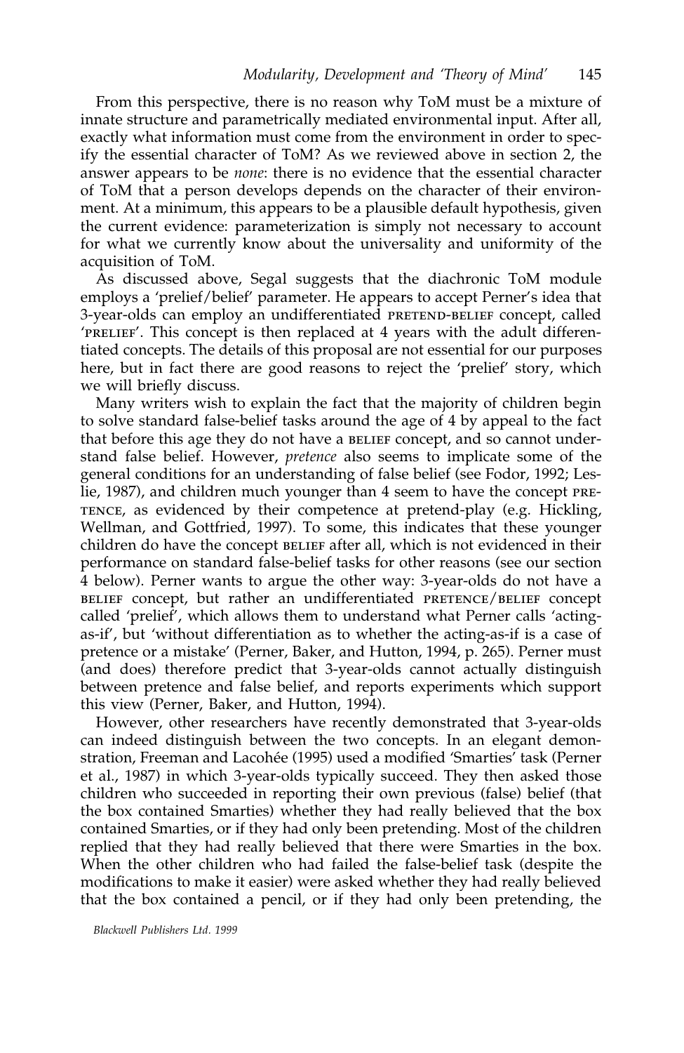From this perspective, there is no reason why ToM must be a mixture of innate structure and parametrically mediated environmental input. After all, exactly what information must come from the environment in order to specify the essential character of ToM? As we reviewed above in section 2, the answer appears to be *none*: there is no evidence that the essential character of ToM that a person develops depends on the character of their environment. At a minimum, this appears to be a plausible default hypothesis, given the current evidence: parameterization is simply not necessary to account for what we currently know about the universality and uniformity of the acquisition of ToM.

As discussed above, Segal suggests that the diachronic ToM module employs a 'prelief/belief' parameter. He appears to accept Perner's idea that 3-year-olds can employ an undifferentiated PRETEND-BELIEF concept, called 'PRELIEF'. This concept is then replaced at 4 years with the adult differentiated concepts. The details of this proposal are not essential for our purposes here, but in fact there are good reasons to reject the 'prelief' story, which we will briefly discuss.

Many writers wish to explain the fact that the majority of children begin to solve standard false-belief tasks around the age of 4 by appeal to the fact that before this age they do not have a BELIEF concept, and so cannot understand false belief. However, *pretence* also seems to implicate some of the general conditions for an understanding of false belief (see Fodor, 1992; Leslie, 1987), and children much younger than 4 seem to have the concept PRETENCE, as evidenced by their competence at pretend-play (e.g. Hickling, Wellman, and Gottfried, 1997). To some, this indicates that these younger children do have the concept BELIEF after all, which is not evidenced in their performance on standard false-belief tasks for other reasons (see our section 4 below). Perner wants to argue the other way: 3-year-olds do not have a BELIEF concept, but rather an undifferentiated PRETENCE/BELIEF concept called 'prelief', which allows them to understand what Perner calls 'acting-as-if', but 'without differentiation as to whether the acting-as-if is a case of pretence or a mistake' (Perner, Baker, and Hutton, 1994, p. 265). Perner must (and does) therefore predict that 3-year-olds cannot actually distinguish between pretence and false belief, and reports experiments which support this view (Perner, Baker, and Hutton, 1994).

However, other researchers have recently demonstrated that 3-year-olds can indeed distinguish between the two concepts. In an elegant demonstration, Freeman and Lacohée (1995) used a modified 'Smarties' task (Perner et al., 1987) in which 3-year-olds typically succeed. They then asked those children who succeeded in reporting their own previous (false) belief (that the box contained Smarties) whether they had really believed that the box contained Smarties, or if they had only been pretending. Most of the children replied that they had really believed that there were Smarties in the box. When the other children who had failed the false-belief task (despite the modifications to make it easier) were asked whether they had really believed that the box contained a pencil, or if they had only been pretending, the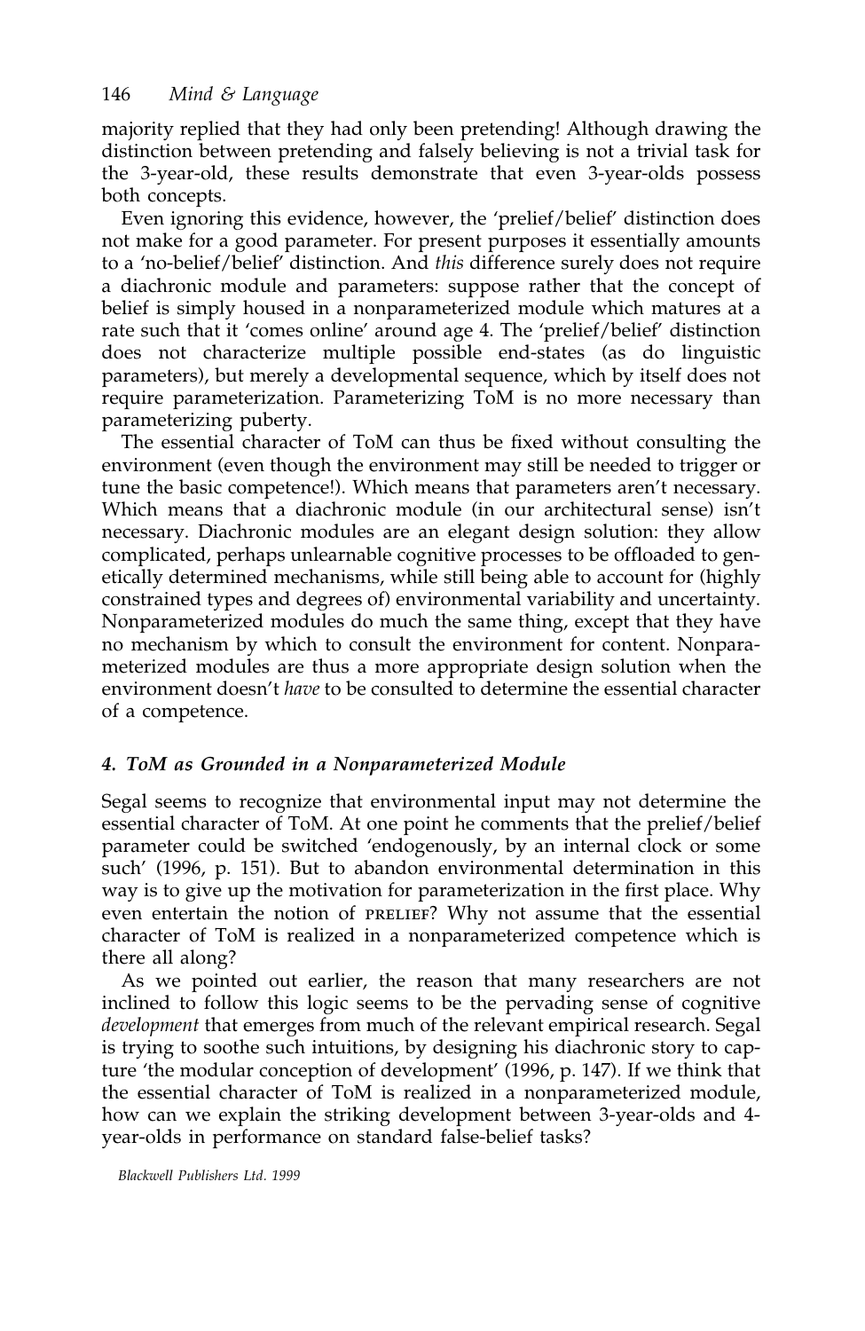majority replied that they had only been pretending! Although drawing the distinction between pretending and falsely believing is not a trivial task for the 3-year-old, these results demonstrate that even 3-year-olds possess both concepts.

Even ignoring this evidence, however, the 'prelief/belief' distinction does not make for a good parameter. For present purposes it essentially amounts to a 'no-belief/belief' distinction. And *this* difference surely does not require a diachronic module and parameters: suppose rather that the concept of belief is simply housed in a nonparameterized module which matures at a rate such that it 'comes online' around age 4. The 'prelief/belief' distinction does not characterize multiple possible end-states (as do linguistic parameters), but merely a developmental sequence, which by itself does not require parameterization. Parameterizing ToM is no more necessary than parameterizing puberty.

The essential character of ToM can thus be fixed without consulting the environment (even though the environment may still be needed to trigger or tune the basic competence!). Which means that parameters aren't necessary. Which means that a diachronic module (in our architectural sense) isn't necessary. Diachronic modules are an elegant design solution: they allow complicated, perhaps unlearnable cognitive processes to be offloaded to genetically determined mechanisms, while still being able to account for (highly constrained types and degrees of) environmental variability and uncertainty. Nonparameterized modules do much the same thing, except that they have no mechanism by which to consult the environment for content. Nonparameterized modules are thus a more appropriate design solution when the environment doesn't *have* to be consulted to determine the essential character of a competence.

### *4. ToM as Grounded in a Nonparameterized Module*

Segal seems to recognize that environmental input may not determine the essential character of ToM. At one point he comments that the prelief/belief parameter could be switched 'endogenously, by an internal clock or some such' (1996, p. 151). But to abandon environmental determination in this way is to give up the motivation for parameterization in the first place. Why even entertain the notion of PRELIEF? Why not assume that the essential character of ToM is realized in a nonparameterized competence which is there all along?

As we pointed out earlier, the reason that many researchers are not inclined to follow this logic seems to be the pervading sense of cognitive *development* that emerges from much of the relevant empirical research. Segal is trying to soothe such intuitions, by designing his diachronic story to capture 'the modular conception of development' (1996, p. 147). If we think that the essential character of ToM is realized in a nonparameterized module, how can we explain the striking development between 3-year-olds and 4-year-olds in performance on standard false-belief tasks?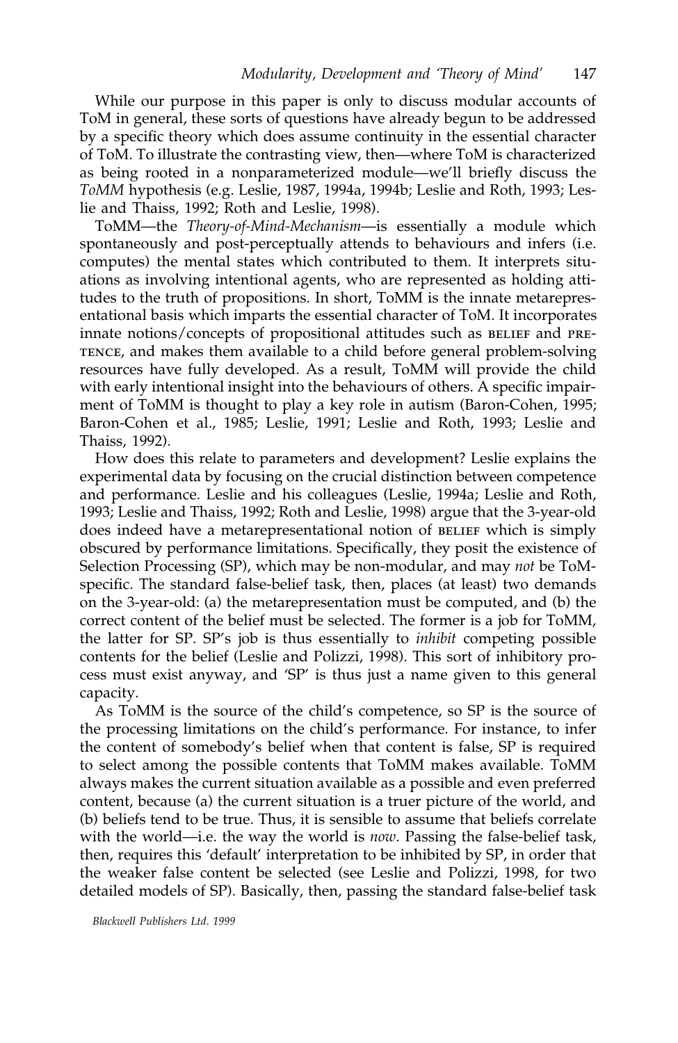While our purpose in this paper is only to discuss modular accounts of ToM in general, these sorts of questions have already begun to be addressed by a specific theory which does assume continuity in the essential character of ToM. To illustrate the contrasting view, then—where ToM is characterized as being rooted in a nonparameterized module—we'll briefly discuss the *ToMM* hypothesis (e.g. Leslie, 1987, 1994a, 1994b; Leslie and Roth, 1993; Leslie and Thaiss, 1992; Roth and Leslie, 1998).

ToMM—the *Theory-of-Mind-Mechanism*—is essentially a module which spontaneously and post-perceptually attends to behaviours and infers (i.e. computes) the mental states which contributed to them. It interprets situations as involving intentional agents, who are represented as holding attitudes to the truth of propositions. In short, ToMM is the innate metarepresentational basis which imparts the essential character of ToM. It incorporates innate notions/concepts of propositional attitudes such as BELIEF and PRETENCE, and makes them available to a child before general problem-solving resources have fully developed. As a result, ToMM will provide the child with early intentional insight into the behaviours of others. A specific impairment of ToMM is thought to play a key role in autism (Baron-Cohen, 1995; Baron-Cohen et al., 1985; Leslie, 1991; Leslie and Roth, 1993; Leslie and Thaiss, 1992).

How does this relate to parameters and development? Leslie explains the experimental data by focusing on the crucial distinction between competence and performance. Leslie and his colleagues (Leslie, 1994a; Leslie and Roth, 1993; Leslie and Thaiss, 1992; Roth and Leslie, 1998) argue that the 3-year-old does indeed have a metarepresentational notion of BELIEF which is simply obscured by performance limitations. Specifically, they posit the existence of Selection Processing (SP), which may be non-modular, and may *not* be ToM-specific. The standard false-belief task, then, places (at least) two demands on the 3-year-old: (a) the metarepresentation must be computed, and (b) the correct content of the belief must be selected. The former is a job for ToMM, the latter for SP. SP's job is thus essentially to *inhibit* competing possible contents for the belief (Leslie and Polizzi, 1998). This sort of inhibitory process must exist anyway, and 'SP' is thus just a name given to this general capacity.

As ToMM is the source of the child's competence, so SP is the source of the processing limitations on the child's performance. For instance, to infer the content of somebody's belief when that content is false, SP is required to select among the possible contents that ToMM makes available. ToMM always makes the current situation available as a possible and even preferred content, because (a) the current situation is a truer picture of the world, and (b) beliefs tend to be true. Thus, it is sensible to assume that beliefs correlate with the world—i.e. the way the world is *now*. Passing the false-belief task, then, requires this 'default' interpretation to be inhibited by SP, in order that the weaker false content be selected (see Leslie and Polizzi, 1998, for two detailed models of SP). Basically, then, passing the standard false-belief task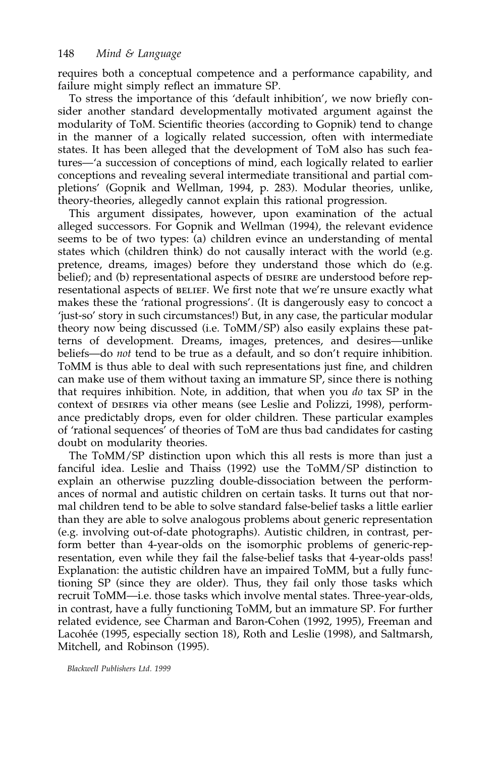requires both a conceptual competence and a performance capability, and failure might simply reflect an immature SP.

To stress the importance of this 'default inhibition', we now briefly consider another standard developmentally motivated argument against the modularity of ToM. Scientific theories (according to Gopnik) tend to change in the manner of a logically related succession, often with intermediate states. It has been alleged that the development of ToM also has such features—'a succession of conceptions of mind, each logically related to earlier conceptions and revealing several intermediate transitional and partial completions' (Gopnik and Wellman, 1994, p. 283). Modular theories, unlike, theory-theories, allegedly cannot explain this rational progression.

This argument dissipates, however, upon examination of the actual alleged successors. For Gopnik and Wellman (1994), the relevant evidence seems to be of two types: (a) children evince an understanding of mental states which (children think) do not causally interact with the world (e.g. pretence, dreams, images) before they understand those which do (e.g. belief); and (b) representational aspects of DESIRE are understood before representational aspects of BELIEF. We first note that we're unsure exactly what makes these the 'rational progressions'. (It is dangerously easy to concoct a 'just-so' story in such circumstances!) But, in any case, the particular modular theory now being discussed (i.e. ToMM/SP) also easily explains these patterns of development. Dreams, images, pretences, and desires—unlike beliefs—do *not* tend to be true as a default, and so don't require inhibition. ToMM is thus able to deal with such representations just fine, and children can make use of them without taxing an immature SP, since there is nothing that requires inhibition. Note, in addition, that when you *do* tax SP in the context of DESIRES via other means (see Leslie and Polizzi, 1998), performance predictably drops, even for older children. These particular examples of 'rational sequences' of theories of ToM are thus bad candidates for casting doubt on modularity theories.

The ToMM/SP distinction upon which this all rests is more than just a fanciful idea. Leslie and Thaiss (1992) use the ToMM/SP distinction to explain an otherwise puzzling double-dissociation between the performances of normal and autistic children on certain tasks. It turns out that normal children tend to be able to solve standard false-belief tasks a little earlier than they are able to solve analogous problems about generic representation (e.g. involving out-of-date photographs). Autistic children, in contrast, perform better than 4-year-olds on the isomorphic problems of generic-representation, even while they fail the false-belief tasks that 4-year-olds pass! Explanation: the autistic children have an impaired ToMM, but a fully functioning SP (since they are older). Thus, they fail only those tasks which recruit ToMM—i.e. those tasks which involve mental states. Three-year-olds, in contrast, have a fully functioning ToMM, but an immature SP. For further related evidence, see Charman and Baron-Cohen (1992, 1995), Freeman and Lacohée (1995, especially section 18), Roth and Leslie (1998), and Saltmarsh, Mitchell, and Robinson (1995).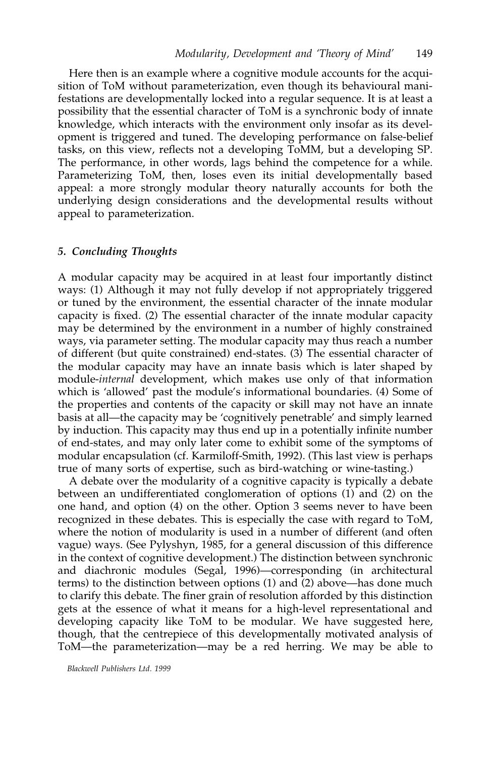Here then is an example where a cognitive module accounts for the acquisition of ToM without parameterization, even though its behavioural manifestations are developmentally locked into a regular sequence. It is at least a possibility that the essential character of ToM is a synchronic body of innate knowledge, which interacts with the environment only insofar as its development is triggered and tuned. The developing performance on false-belief tasks, on this view, reflects not a developing ToMM, but a developing SP. The performance, in other words, lags behind the competence for a while. Parameterizing ToM, then, loses even its initial developmentally based appeal: a more strongly modular theory naturally accounts for both the underlying design considerations and the developmental results without appeal to parameterization.

## 5. *Concluding Thoughts*

A modular capacity may be acquired in at least four importantly distinct ways: (1) Although it may not fully develop if not appropriately triggered or tuned by the environment, the essential character of the innate modular capacity is fixed. (2) The essential character of the innate modular capacity may be determined by the environment in a number of highly constrained ways, via parameter setting. The modular capacity may thus reach a number of different (but quite constrained) end-states. (3) The essential character of the modular capacity may have an innate basis which is later shaped by module-*internal* development, which makes use only of that information which is 'allowed' past the module's informational boundaries. (4) Some of the properties and contents of the capacity or skill may not have an innate basis at all—the capacity may be 'cognitively penetrable' and simply learned by induction. This capacity may thus end up in a potentially infinite number of end-states, and may only later come to exhibit some of the symptoms of modular encapsulation (cf. Karmiloff-Smith, 1992). (This last view is perhaps true of many sorts of expertise, such as bird-watching or wine-tasting.)

A debate over the modularity of a cognitive capacity is typically a debate between an undifferentiated conglomeration of options (1) and (2) on the one hand, and option (4) on the other. Option 3 seems never to have been recognized in these debates. This is especially the case with regard to ToM, where the notion of modularity is used in a number of different (and often vague) ways. (See Pylyshyn, 1985, for a general discussion of this difference in the context of cognitive development.) The distinction between synchronic and diachronic modules (Segal, 1996)—corresponding (in architectural terms) to the distinction between options (1) and (2) above—has done much to clarify this debate. The finer grain of resolution afforded by this distinction gets at the essence of what it means for a high-level representational and developing capacity like ToM to be modular. We have suggested here, though, that the centrepiece of this developmentally motivated analysis of ToM—the parameterization—may be a red herring. We may be able to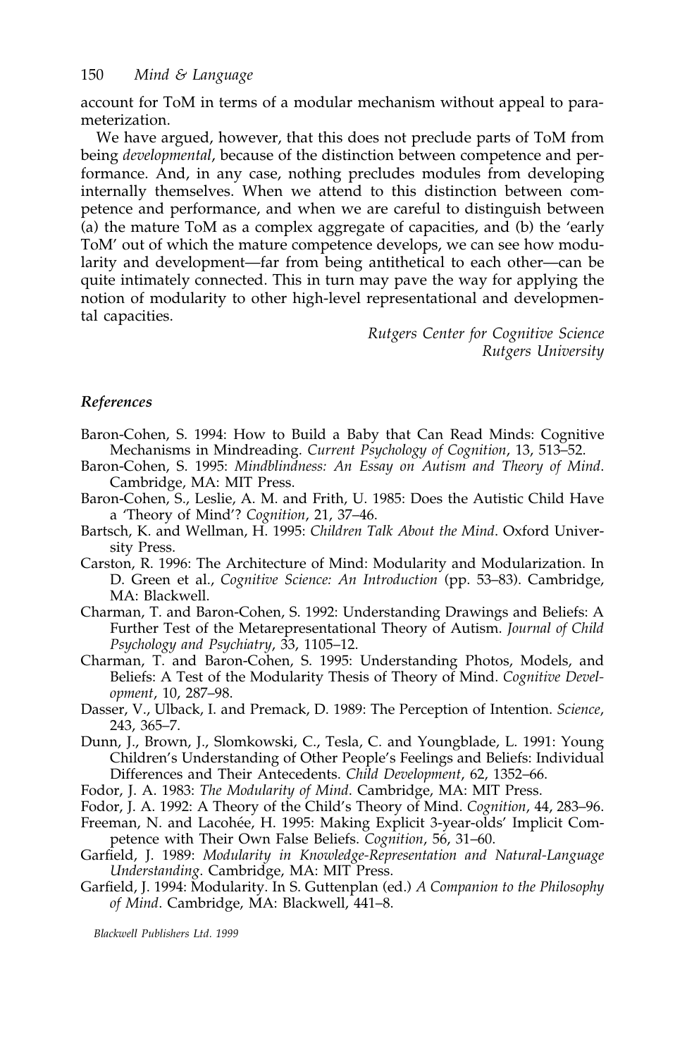account for ToM in terms of a modular mechanism without appeal to parameterization.

We have argued, however, that this does not preclude parts of ToM from being *developmental*, because of the distinction between competence and performance. And, in any case, nothing precludes modules from developing internally themselves. When we attend to this distinction between competence and performance, and when we are careful to distinguish between (a) the mature ToM as a complex aggregate of capacities, and (b) the 'early ToM' out of which the mature competence develops, we can see how modularity and development—far from being antithetical to each other—can be quite intimately connected. This in turn may pave the way for applying the notion of modularity to other high-level representational and developmental capacities.

*Rutgers Center for Cognitive Science*
*Rutgers University*

### References

Baron-Cohen, S. 1994: How to Build a Baby that Can Read Minds: Cognitive Mechanisms in Mindreading. *Current Psychology of Cognition*, 13, 513–52.

Baron-Cohen, S. 1995: *Mindblindness: An Essay on Autism and Theory of Mind*. Cambridge, MA: MIT Press.

Baron-Cohen, S., Leslie, A. M. and Frith, U. 1985: Does the Autistic Child Have a 'Theory of Mind'? *Cognition*, 21, 37–46.

Bartsch, K. and Wellman, H. 1995: *Children Talk About the Mind*. Oxford University Press.

Carston, R. 1996: The Architecture of Mind: Modularity and Modularization. In D. Green et al., *Cognitive Science: An Introduction* (pp. 53–83). Cambridge, MA: Blackwell.

Charman, T. and Baron-Cohen, S. 1992: Understanding Drawings and Beliefs: A Further Test of the Metarepresentational Theory of Autism. *Journal of Child Psychology and Psychiatry*, 33, 1105–12.

Charman, T. and Baron-Cohen, S. 1995: Understanding Photos, Models, and Beliefs: A Test of the Modularity Thesis of Theory of Mind. *Cognitive Development*, 10, 287–98.

Dasser, V., Ulback, I. and Premack, D. 1989: The Perception of Intention. *Science*, 243, 365–7.

Dunn, J., Brown, J., Slomkowski, C., Tesla, C. and Youngblade, L. 1991: Young Children's Understanding of Other People's Feelings and Beliefs: Individual Differences and Their Antecedents. *Child Development*, 62, 1352–66.

Fodor, J. A. 1983: *The Modularity of Mind*. Cambridge, MA: MIT Press.

Fodor, J. A. 1992: A Theory of the Child's Theory of Mind. *Cognition*, 44, 283–96.

Freeman, N. and Lacohée, H. 1995: Making Explicit 3-year-olds' Implicit Competence with Their Own False Beliefs. *Cognition*, 56, 31–60.

Garfield, J. 1989: *Modularity in Knowledge-Representation and Natural-Language Understanding*. Cambridge, MA: MIT Press.

Garfield, J. 1994: Modularity. In S. Guttenplan (ed.) *A Companion to the Philosophy of Mind*. Cambridge, MA: Blackwell, 441–8.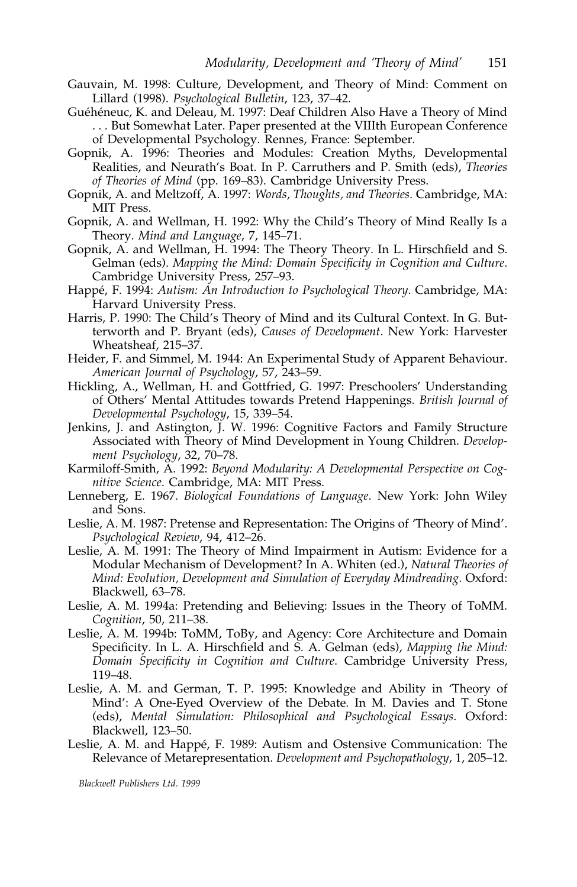Gauvain, M. 1998: Culture, Development, and Theory of Mind: Comment on Lillard (1998). *Psychological Bulletin*, 123, 37–42.

Guéhéneuc, K. and Deleau, M. 1997: Deaf Children Also Have a Theory of Mind . . . But Somewhat Later. Paper presented at the VIIIth European Conference of Developmental Psychology. Rennes, France: September.

Gopnik, A. 1996: Theories and Modules: Creation Myths, Developmental Realities, and Neurath's Boat. In P. Carruthers and P. Smith (eds), *Theories of Theories of Mind* (pp. 169–83). Cambridge University Press.

Gopnik, A. and Meltzoff, A. 1997: *Words, Thoughts, and Theories*. Cambridge, MA: MIT Press.

Gopnik, A. and Wellman, H. 1992: Why the Child's Theory of Mind Really Is a Theory. *Mind and Language*, 7, 145–71.

Gopnik, A. and Wellman, H. 1994: The Theory Theory. In L. Hirschfield and S. Gelman (eds). *Mapping the Mind: Domain Specificity in Cognition and Culture*. Cambridge University Press, 257–93.

Happé, F. 1994: *Autism: An Introduction to Psychological Theory*. Cambridge, MA: Harvard University Press.

Harris, P. 1990: The Child's Theory of Mind and its Cultural Context. In G. Butterworth and P. Bryant (eds), *Causes of Development*. New York: Harvester Wheatsheaf, 215–37.

Heider, F. and Simmel, M. 1944: An Experimental Study of Apparent Behaviour. *American Journal of Psychology*, 57, 243–59.

Hickling, A., Wellman, H. and Gottfried, G. 1997: Preschoolers' Understanding of Others' Mental Attitudes towards Pretend Happenings. *British Journal of Developmental Psychology*, 15, 339–54.

Jenkins, J. and Astington, J. W. 1996: Cognitive Factors and Family Structure Associated with Theory of Mind Development in Young Children. *Development Psychology*, 32, 70–78.

Karmiloff-Smith, A. 1992: *Beyond Modularity: A Developmental Perspective on Cognitive Science*. Cambridge, MA: MIT Press.

Lenneberg, E. 1967. *Biological Foundations of Language*. New York: John Wiley and Sons.

Leslie, A. M. 1987: Pretense and Representation: The Origins of 'Theory of Mind'. *Psychological Review*, 94, 412–26.

Leslie, A. M. 1991: The Theory of Mind Impairment in Autism: Evidence for a Modular Mechanism of Development? In A. Whiten (ed.), *Natural Theories of Mind: Evolution, Development and Simulation of Everyday Mindreading*. Oxford: Blackwell, 63–78.

Leslie, A. M. 1994a: Pretending and Believing: Issues in the Theory of ToMM. *Cognition*, 50, 211–38.

Leslie, A. M. 1994b: ToMM, ToBy, and Agency: Core Architecture and Domain Specificity. In L. A. Hirschfield and S. A. Gelman (eds), *Mapping the Mind: Domain Specificity in Cognition and Culture*. Cambridge University Press, 119–48.

Leslie, A. M. and German, T. P. 1995: Knowledge and Ability in 'Theory of Mind': A One-Eyed Overview of the Debate. In M. Davies and T. Stone (eds), *Mental Simulation: Philosophical and Psychological Essays*. Oxford: Blackwell, 123–50.

Leslie, A. M. and Happé, F. 1989: Autism and Ostensive Communication: The Relevance of Metarepresentation. *Development and Psychopathology*, 1, 205–12.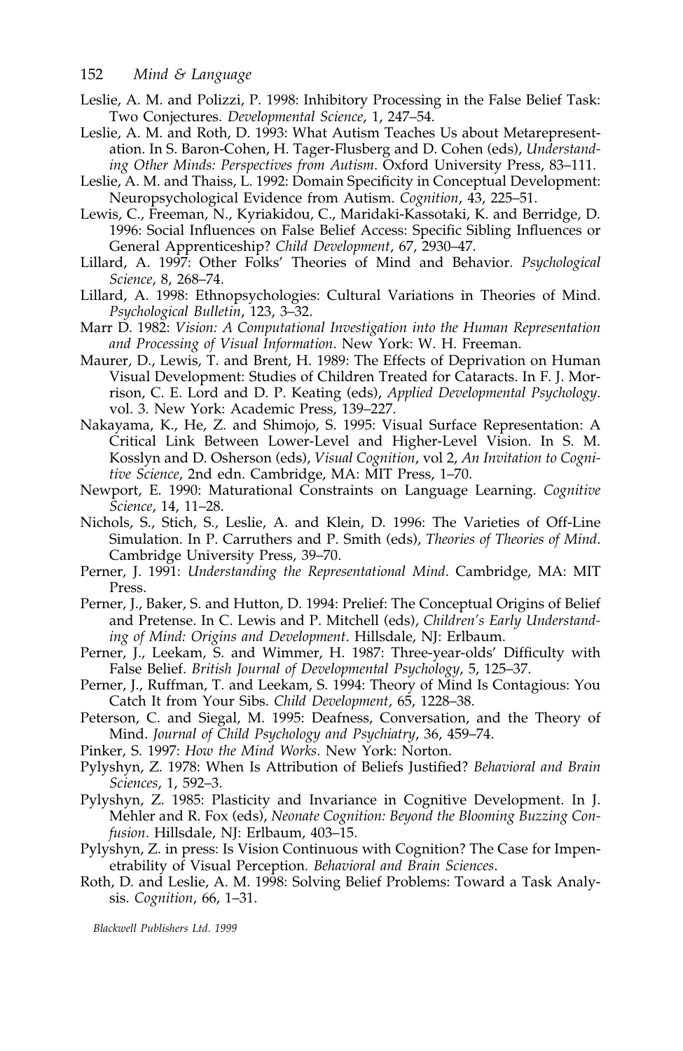Leslie, A. M. and Polizzi, P. 1998: Inhibitory Processing in the False Belief Task: Two Conjectures. *Developmental Science*, 1, 247–54.

Leslie, A. M. and Roth, D. 1993: What Autism Teaches Us about Metarepresentation. In S. Baron-Cohen, H. Tager-Flusberg and D. Cohen (eds), *Understanding Other Minds: Perspectives from Autism*. Oxford University Press, 83–111.

Leslie, A. M. and Thaiss, L. 1992: Domain Specificity in Conceptual Development: Neuropsychological Evidence from Autism. *Cognition*, 43, 225–51.

Lewis, C., Freeman, N., Kyriakidou, C., Maridaki-Kassotaki, K. and Berridge, D. 1996: Social Influences on False Belief Access: Specific Sibling Influences or General Apprenticeship? *Child Development*, 67, 2930–47.

Lillard, A. 1997: Other Folks' Theories of Mind and Behavior. *Psychological Science*, 8, 268–74.

Lillard, A. 1998: Ethnopsychologies: Cultural Variations in Theories of Mind. *Psychological Bulletin*, 123, 3–32.

Marr D. 1982: *Vision: A Computational Investigation into the Human Representation and Processing of Visual Information*. New York: W. H. Freeman.

Maurer, D., Lewis, T. and Brent, H. 1989: The Effects of Deprivation on Human Visual Development: Studies of Children Treated for Cataracts. In F. J. Morrison, C. E. Lord and D. P. Keating (eds), *Applied Developmental Psychology*. vol. 3. New York: Academic Press, 139–227.

Nakayama, K., He, Z. and Shimojo, S. 1995: Visual Surface Representation: A Critical Link Between Lower-Level and Higher-Level Vision. In S. M. Kosslyn and D. Osherson (eds), *Visual Cognition*, vol 2, *An Invitation to Cognitive Science*, 2nd edn. Cambridge, MA: MIT Press, 1–70.

Newport, E. 1990: Maturational Constraints on Language Learning. *Cognitive Science*, 14, 11–28.

Nichols, S., Stich, S., Leslie, A. and Klein, D. 1996: The Varieties of Off-Line Simulation. In P. Carruthers and P. Smith (eds), *Theories of Theories of Mind*. Cambridge University Press, 39–70.

Perner, J. 1991: *Understanding the Representational Mind*. Cambridge, MA: MIT Press.

Perner, J., Baker, S. and Hutton, D. 1994: Prelief: The Conceptual Origins of Belief and Pretense. In C. Lewis and P. Mitchell (eds), *Children's Early Understanding of Mind: Origins and Development*. Hillsdale, NJ: Erlbaum.

Perner, J., Leekam, S. and Wimmer, H. 1987: Three-year-olds' Difficulty with False Belief. *British Journal of Developmental Psychology*, 5, 125–37.

Perner, J., Ruffman, T. and Leekam, S. 1994: Theory of Mind Is Contagious: You Catch It from Your Sibs. *Child Development*, 65, 1228–38.

Peterson, C. and Siegal, M. 1995: Deafness, Conversation, and the Theory of Mind. *Journal of Child Psychology and Psychiatry*, 36, 459–74.

Pinker, S. 1997: *How the Mind Works*. New York: Norton.

Pylyshyn, Z. 1978: When Is Attribution of Beliefs Justified? *Behavioral and Brain Sciences*, 1, 592–3.

Pylyshyn, Z. 1985: Plasticity and Invariance in Cognitive Development. In J. Mehler and R. Fox (eds), *Neonate Cognition: Beyond the Blooming Buzzing Confusion*. Hillsdale, NJ: Erlbaum, 403–15.

Pylyshyn, Z. in press: Is Vision Continuous with Cognition? The Case for Impenetrability of Visual Perception. *Behavioral and Brain Sciences*.

Roth, D. and Leslie, A. M. 1998: Solving Belief Problems: Toward a Task Analysis. *Cognition*, 66, 1–31.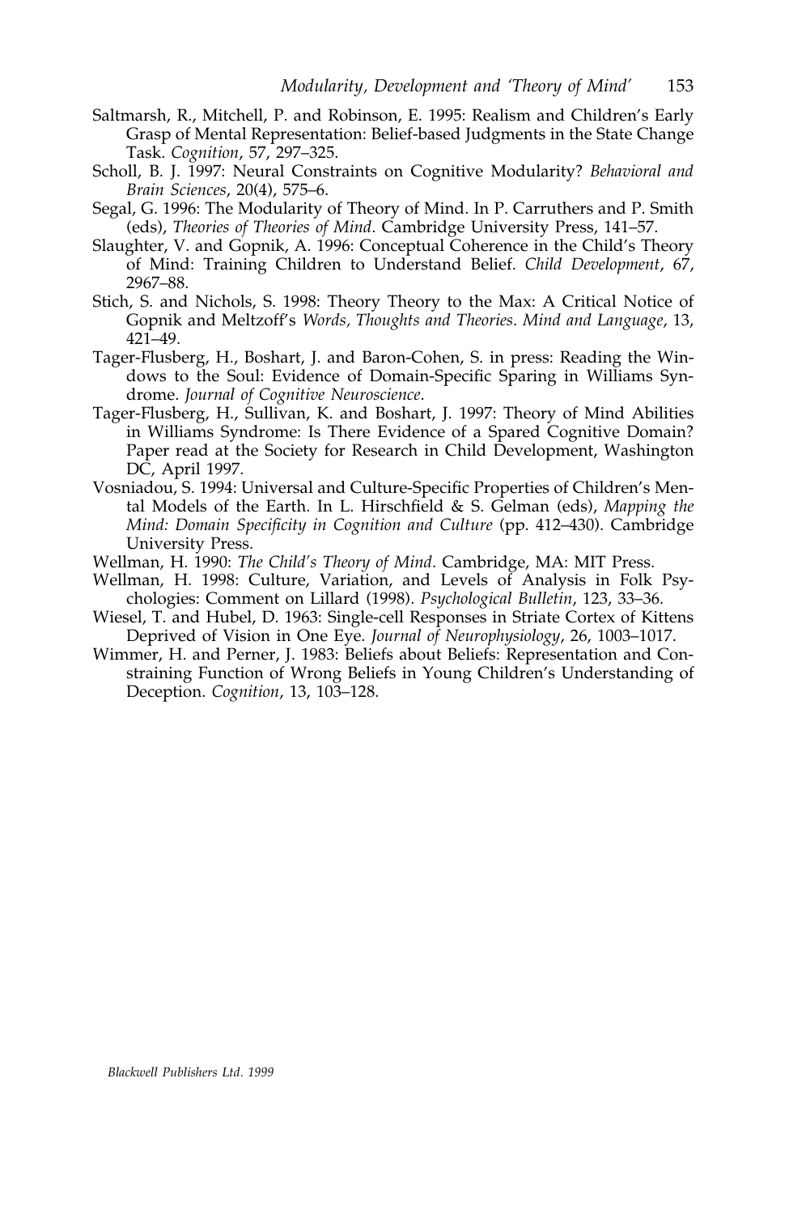Saltmarsh, R., Mitchell, P. and Robinson, E. 1995: Realism and Children's Early Grasp of Mental Representation: Belief-based Judgments in the State Change Task. *Cognition*, 57, 297–325.

Scholl, B. J. 1997: Neural Constraints on Cognitive Modularity? *Behavioral and Brain Sciences*, 20(4), 575–6.

Segal, G. 1996: The Modularity of Theory of Mind. In P. Carruthers and P. Smith (eds), *Theories of Theories of Mind*. Cambridge University Press, 141–57.

Slaughter, V. and Gopnik, A. 1996: Conceptual Coherence in the Child's Theory of Mind: Training Children to Understand Belief. *Child Development*, 67, 2967–88.

Stich, S. and Nichols, S. 1998: Theory Theory to the Max: A Critical Notice of Gopnik and Meltzoff's *Words, Thoughts and Theories*. *Mind and Language*, 13, 421–49.

Tager-Flusberg, H., Boshart, J. and Baron-Cohen, S. in press: Reading the Windows to the Soul: Evidence of Domain-Specific Sparing in Williams Syndrome. *Journal of Cognitive Neuroscience*.

Tager-Flusberg, H., Sullivan, K. and Boshart, J. 1997: Theory of Mind Abilities in Williams Syndrome: Is There Evidence of a Spared Cognitive Domain? Paper read at the Society for Research in Child Development, Washington DC, April 1997.

Vosniadou, S. 1994: Universal and Culture-Specific Properties of Children's Mental Models of the Earth. In L. Hirschfield & S. Gelman (eds), *Mapping the Mind: Domain Specificity in Cognition and Culture* (pp. 412–430). Cambridge University Press.

Wellman, H. 1990: *The Child's Theory of Mind*. Cambridge, MA: MIT Press.

Wellman, H. 1998: Culture, Variation, and Levels of Analysis in Folk Psychologies: Comment on Lillard (1998). *Psychological Bulletin*, 123, 33–36.

Wiesel, T. and Hubel, D. 1963: Single-cell Responses in Striate Cortex of Kittens Deprived of Vision in One Eye. *Journal of Neurophysiology*, 26, 1003–1017.

Wimmer, H. and Perner, J. 1983: Beliefs about Beliefs: Representation and Constraining Function of Wrong Beliefs in Young Children's Understanding of Deception. *Cognition*, 13, 103–128.